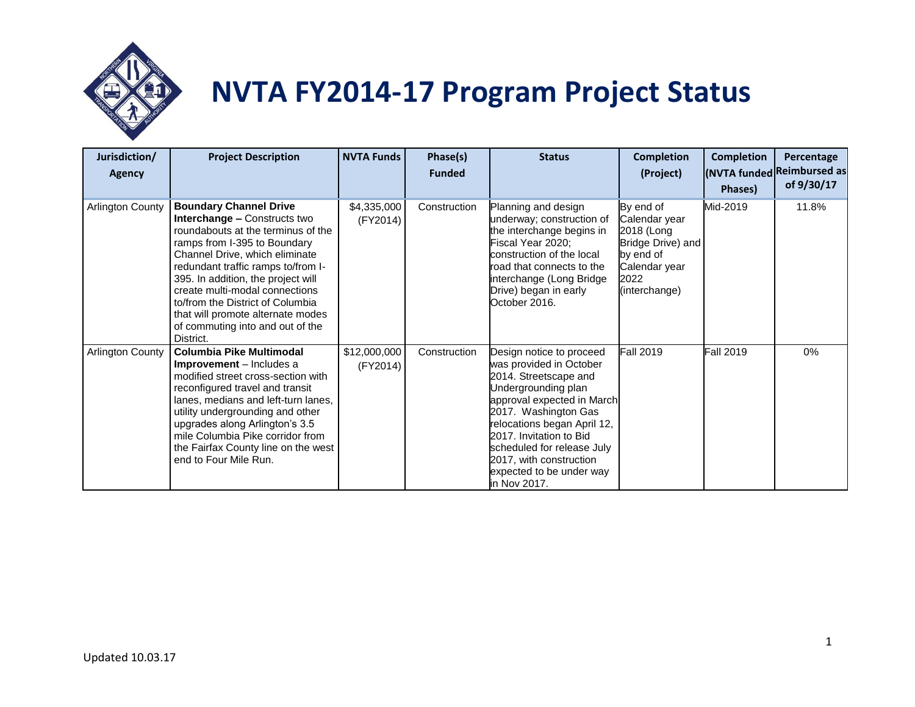# NVTA FY2014-17 Program Project Status

| Jurisdiction/ Agency | Project Description | NVTA Funds | Phase(s) Funded | Status | Completion (Project) | Completion (NVTA funded Phases) | Percentage Reimbursed as of 9/30/17 |
|---|---|---|---|---|---|---|---|
| Arlington County | **Boundary Channel Drive Interchange –** Constructs two roundabouts at the terminus of the ramps from I-395 to Boundary Channel Drive, which eliminate redundant traffic ramps to/from I-395. In addition, the project will create multi-modal connections to/from the District of Columbia that will promote alternate modes of commuting into and out of the District. | $4,335,000 (FY2014) | Construction | Planning and design underway; construction of the interchange begins in Fiscal Year 2020; construction of the local road that connects to the interchange (Long Bridge Drive) began in early October 2016. | By end of Calendar year 2018 (Long Bridge Drive) and by end of Calendar year 2022 (interchange) | Mid-2019 | 11.8% |
| Arlington County | **Columbia Pike Multimodal Improvement** – Includes a modified street cross-section with reconfigured travel and transit lanes, medians and left-turn lanes, utility undergrounding and other upgrades along Arlington's 3.5 mile Columbia Pike corridor from the Fairfax County line on the west end to Four Mile Run. | $12,000,000 (FY2014) | Construction | Design notice to proceed was provided in October 2014. Streetscape and Undergrounding plan approval expected in March 2017. Washington Gas relocations began April 12, 2017. Invitation to Bid scheduled for release July 2017, with construction expected to be under way in Nov 2017. | Fall 2019 | Fall 2019 | 0% |

Updated 10.03.17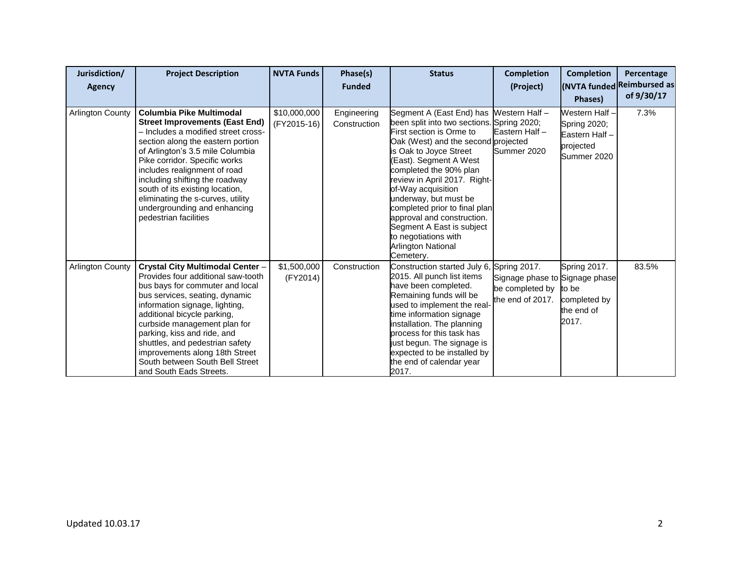| Jurisdiction/ Agency | Project Description | NVTA Funds | Phase(s) Funded | Status | Completion (Project) | Completion (NVTA funded Phases) | Percentage Reimbursed as of 9/30/17 |
|---|---|---|---|---|---|---|---|
| Arlington County | **Columbia Pike Multimodal Street Improvements (East End)** – Includes a modified street cross-section along the eastern portion of Arlington's 3.5 mile Columbia Pike corridor. Specific works includes realignment of road including shifting the roadway south of its existing location, eliminating the s-curves, utility undergrounding and enhancing pedestrian facilities | $10,000,000 (FY2015-16) | Engineering Construction | Segment A (East End) has been split into two sections. First section is Orme to Oak (West) and the second is Oak to Joyce Street (East). Segment A West completed the 90% plan review in April 2017. Right-of-Way acquisition underway, but must be completed prior to final plan approval and construction. Segment A East is subject to negotiations with Arlington National Cemetery. | Western Half – Spring 2020; Eastern Half – projected Summer 2020 | Western Half – Spring 2020; Eastern Half – projected Summer 2020 | 7.3% |
| Arlington County | **Crystal City Multimodal Center** – Provides four additional saw-tooth bus bays for commuter and local bus services, seating, dynamic information signage, lighting, additional bicycle parking, curbside management plan for parking, kiss and ride, and shuttles, and pedestrian safety improvements along 18th Street South between South Bell Street and South Eads Streets. | $1,500,000 (FY2014) | Construction | Construction started July 6, 2015. All punch list items have been completed. Remaining funds will be used to implement the real-time information signage installation. The planning process for this task has just begun. The signage is expected to be installed by the end of calendar year 2017. | Spring 2017. Signage phase to be completed by the end of 2017. | Spring 2017. Signage phase to be completed by the end of 2017. | 83.5% |

Updated 10.03.17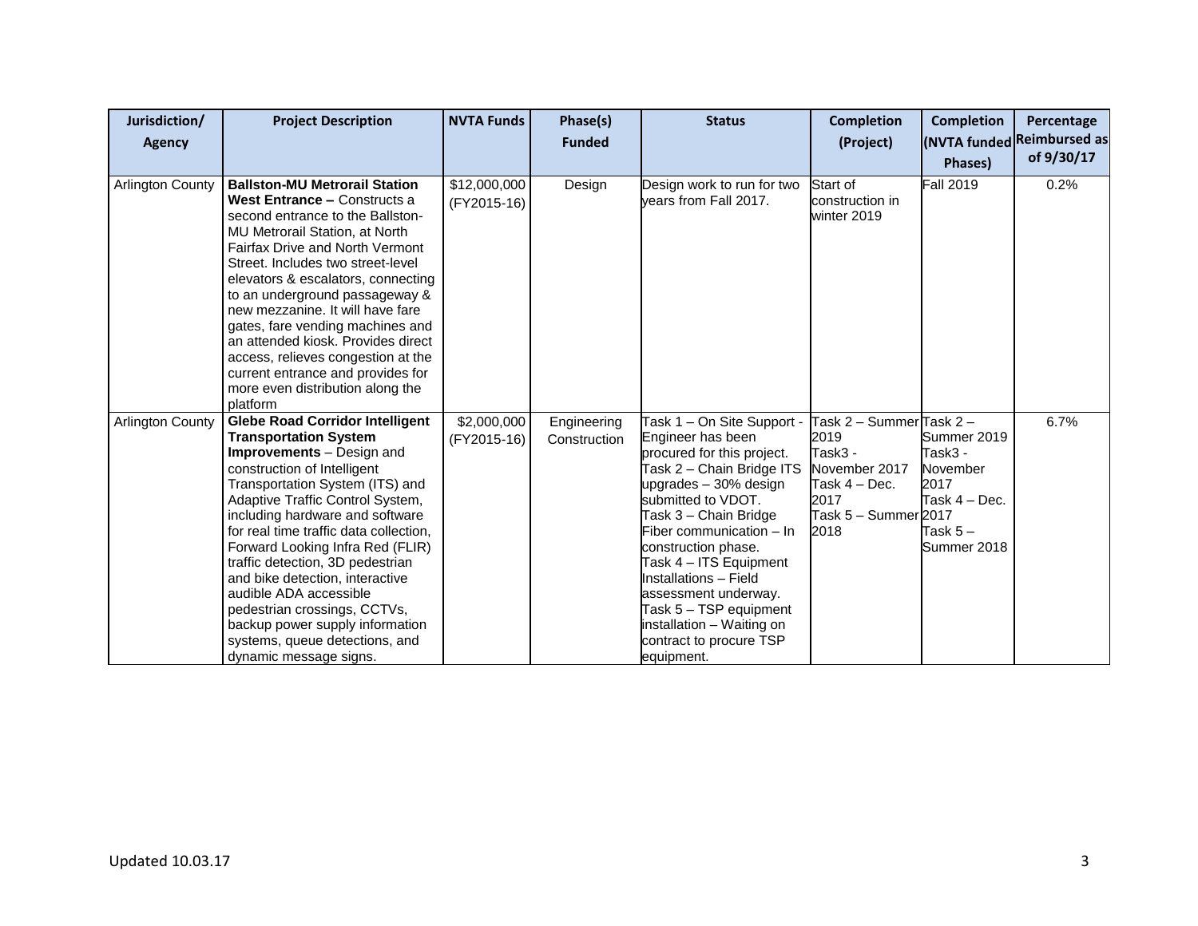| Jurisdiction/ Agency | Project Description | NVTA Funds | Phase(s) Funded | Status | Completion (Project) | Completion (NVTA funded Phases) | Percentage Reimbursed as of 9/30/17 |
|---|---|---|---|---|---|---|---|
| Arlington County | **Ballston-MU Metrorail Station West Entrance –** Constructs a second entrance to the Ballston-MU Metrorail Station, at North Fairfax Drive and North Vermont Street. Includes two street-level elevators & escalators, connecting to an underground passageway & new mezzanine. It will have fare gates, fare vending machines and an attended kiosk. Provides direct access, relieves congestion at the current entrance and provides for more even distribution along the platform | $12,000,000 (FY2015-16) | Design | Design work to run for two years from Fall 2017. | Start of construction in winter 2019 | Fall 2019 | 0.2% |
| Arlington County | **Glebe Road Corridor Intelligent Transportation System Improvements** – Design and construction of Intelligent Transportation System (ITS) and Adaptive Traffic Control System, including hardware and software for real time traffic data collection, Forward Looking Infra Red (FLIR) traffic detection, 3D pedestrian and bike detection, interactive audible ADA accessible pedestrian crossings, CCTVs, backup power supply information systems, queue detections, and dynamic message signs. | $2,000,000 (FY2015-16) | Engineering Construction | Task 1 – On Site Support - Engineer has been procured for this project. Task 2 – Chain Bridge ITS upgrades – 30% design submitted to VDOT. Task 3 – Chain Bridge Fiber communication – In construction phase. Task 4 – ITS Equipment Installations – Field assessment underway. Task 5 – TSP equipment installation – Waiting on contract to procure TSP equipment. | Task 2 – Summer 2019 Task3 - November 2017 Task 4 – Dec. 2017 Task 5 – Summer 2018 | Task 2 – Summer 2019 Task3 - November 2017 Task 4 – Dec. 2017 Task 5 – Summer 2018 | 6.7% |

Updated 10.03.17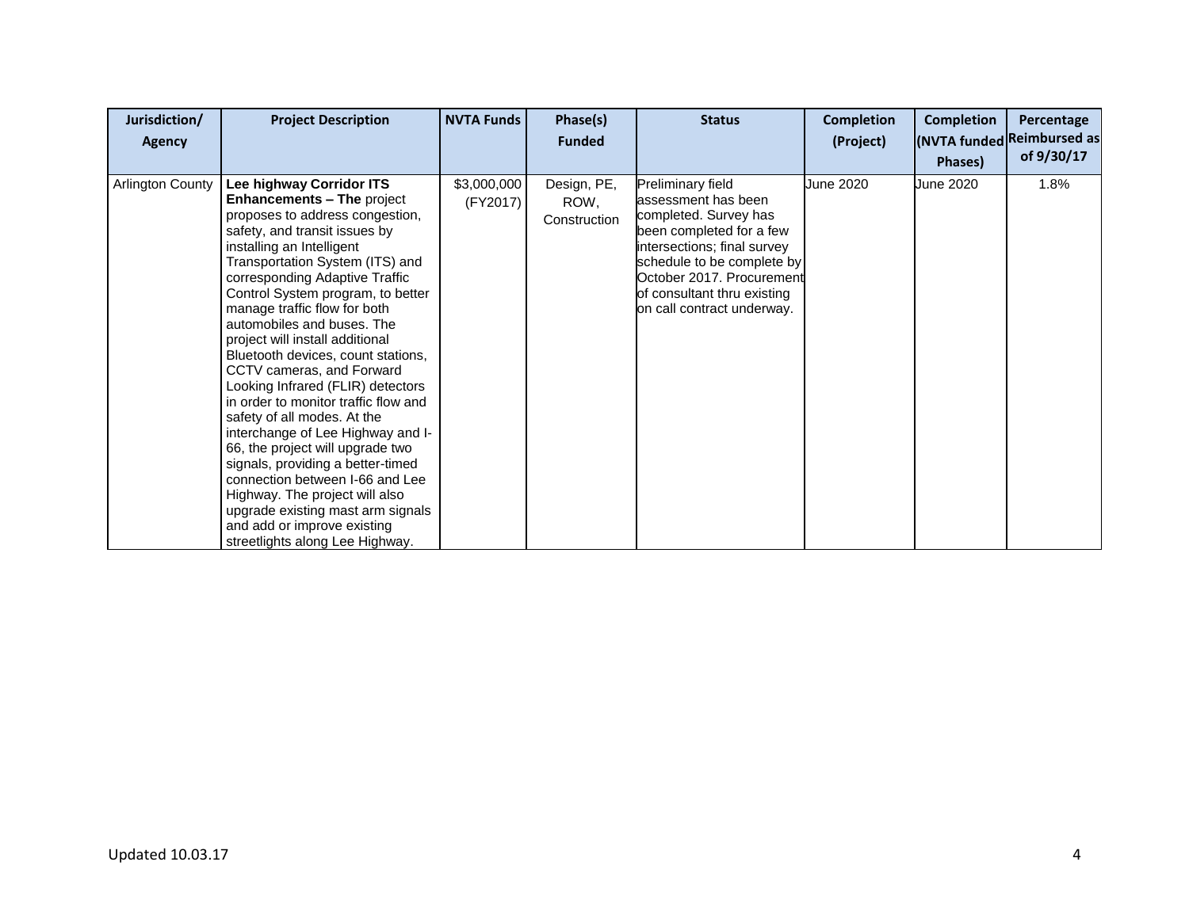| Jurisdiction/ Agency | Project Description | NVTA Funds | Phase(s) Funded | Status | Completion (Project) | Completion (NVTA funded Phases) | Percentage Reimbursed as of 9/30/17 |
|---|---|---|---|---|---|---|---|
| Arlington County | **Lee highway Corridor ITS Enhancements – The** project proposes to address congestion, safety, and transit issues by installing an Intelligent Transportation System (ITS) and corresponding Adaptive Traffic Control System program, to better manage traffic flow for both automobiles and buses. The project will install additional Bluetooth devices, count stations, CCTV cameras, and Forward Looking Infrared (FLIR) detectors in order to monitor traffic flow and safety of all modes. At the interchange of Lee Highway and I-66, the project will upgrade two signals, providing a better-timed connection between I-66 and Lee Highway. The project will also upgrade existing mast arm signals and add or improve existing streetlights along Lee Highway. | $3,000,000 (FY2017) | Design, PE, ROW, Construction | Preliminary field assessment has been completed. Survey has been completed for a few intersections; final survey schedule to be complete by October 2017. Procurement of consultant thru existing on call contract underway. | June 2020 | June 2020 | 1.8% |

Updated 10.03.17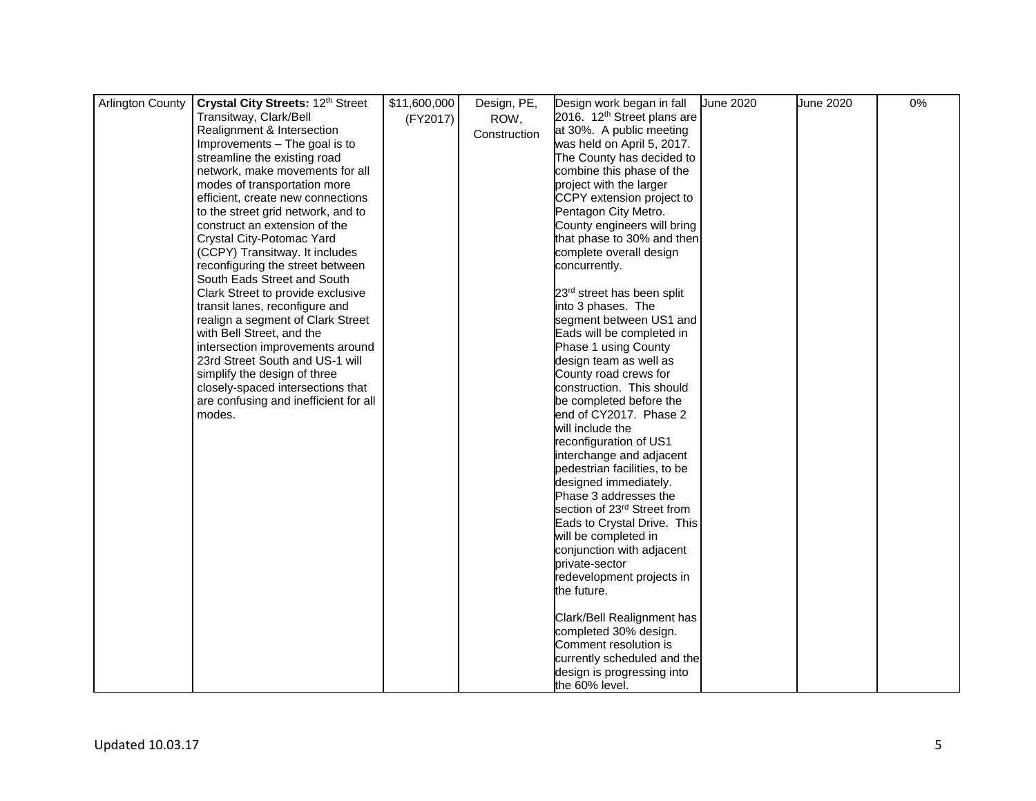| Arlington County | **Crystal City Streets:** 12th Street Transitway, Clark/Bell Realignment & Intersection Improvements – The goal is to streamline the existing road network, make movements for all modes of transportation more efficient, create new connections to the street grid network, and to construct an extension of the Crystal City-Potomac Yard (CCPY) Transitway. It includes reconfiguring the street between South Eads Street and South Clark Street to provide exclusive transit lanes, reconfigure and realign a segment of Clark Street with Bell Street, and the intersection improvements around 23rd Street South and US-1 will simplify the design of three closely-spaced intersections that are confusing and inefficient for all modes. | $11,600,000 (FY2017) | Design, PE, ROW, Construction | Design work began in fall 2016. 12th Street plans are at 30%. A public meeting was held on April 5, 2017. The County has decided to combine this phase of the project with the larger CCPY extension project to Pentagon City Metro. County engineers will bring that phase to 30% and then complete overall design concurrently.<br><br>23rd street has been split into 3 phases. The segment between US1 and Eads will be completed in Phase 1 using County design team as well as County road crews for construction. This should be completed before the end of CY2017. Phase 2 will include the reconfiguration of US1 interchange and adjacent pedestrian facilities, to be designed immediately. Phase 3 addresses the section of 23rd Street from Eads to Crystal Drive. This will be completed in conjunction with adjacent private-sector redevelopment projects in the future.<br><br>Clark/Bell Realignment has completed 30% design. Comment resolution is currently scheduled and the design is progressing into the 60% level. | June 2020 | June 2020 | 0% |
|---|---|---|---|---|---|---|---|

Updated 10.03.17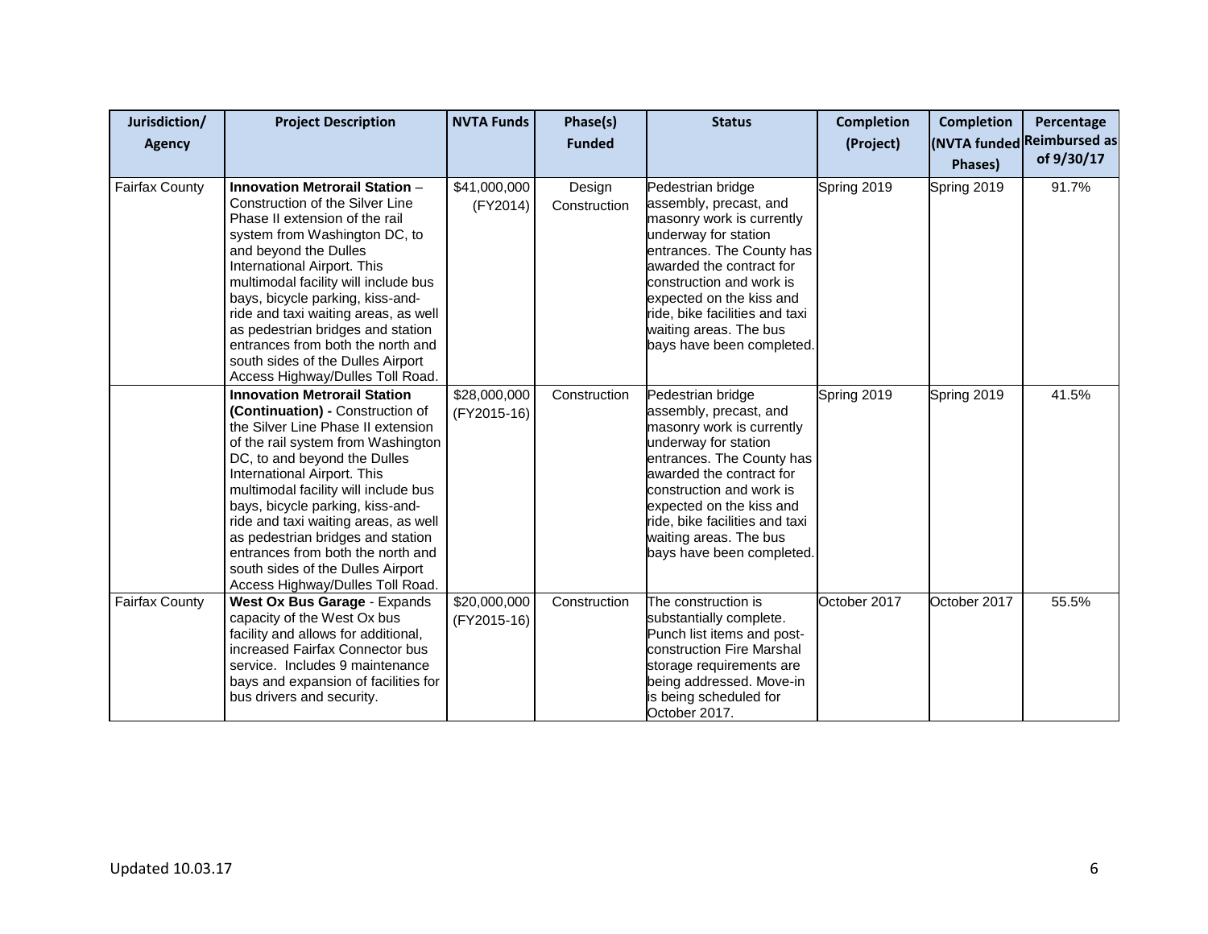| Jurisdiction/ Agency | Project Description | NVTA Funds | Phase(s) Funded | Status | Completion (Project) | Completion (NVTA funded Phases) | Percentage Reimbursed as of 9/30/17 |
|---|---|---|---|---|---|---|---|
| Fairfax County | **Innovation Metrorail Station** – Construction of the Silver Line Phase II extension of the rail system from Washington DC, to and beyond the Dulles International Airport. This multimodal facility will include bus bays, bicycle parking, kiss-and-ride and taxi waiting areas, as well as pedestrian bridges and station entrances from both the north and south sides of the Dulles Airport Access Highway/Dulles Toll Road. | $41,000,000 (FY2014) | Design Construction | Pedestrian bridge assembly, precast, and masonry work is currently underway for station entrances. The County has awarded the contract for construction and work is expected on the kiss and ride, bike facilities and taxi waiting areas. The bus bays have been completed. | Spring 2019 | Spring 2019 | 91.7% |
| | **Innovation Metrorail Station (Continuation) -** Construction of the Silver Line Phase II extension of the rail system from Washington DC, to and beyond the Dulles International Airport. This multimodal facility will include bus bays, bicycle parking, kiss-and-ride and taxi waiting areas, as well as pedestrian bridges and station entrances from both the north and south sides of the Dulles Airport Access Highway/Dulles Toll Road. | $28,000,000 (FY2015-16) | Construction | Pedestrian bridge assembly, precast, and masonry work is currently underway for station entrances. The County has awarded the contract for construction and work is expected on the kiss and ride, bike facilities and taxi waiting areas. The bus bays have been completed. | Spring 2019 | Spring 2019 | 41.5% |
| Fairfax County | **West Ox Bus Garage** - Expands capacity of the West Ox bus facility and allows for additional, increased Fairfax Connector bus service. Includes 9 maintenance bays and expansion of facilities for bus drivers and security. | $20,000,000 (FY2015-16) | Construction | The construction is substantially complete. Punch list items and post-construction Fire Marshal storage requirements are being addressed. Move-in is being scheduled for October 2017. | October 2017 | October 2017 | 55.5% |

Updated 10.03.17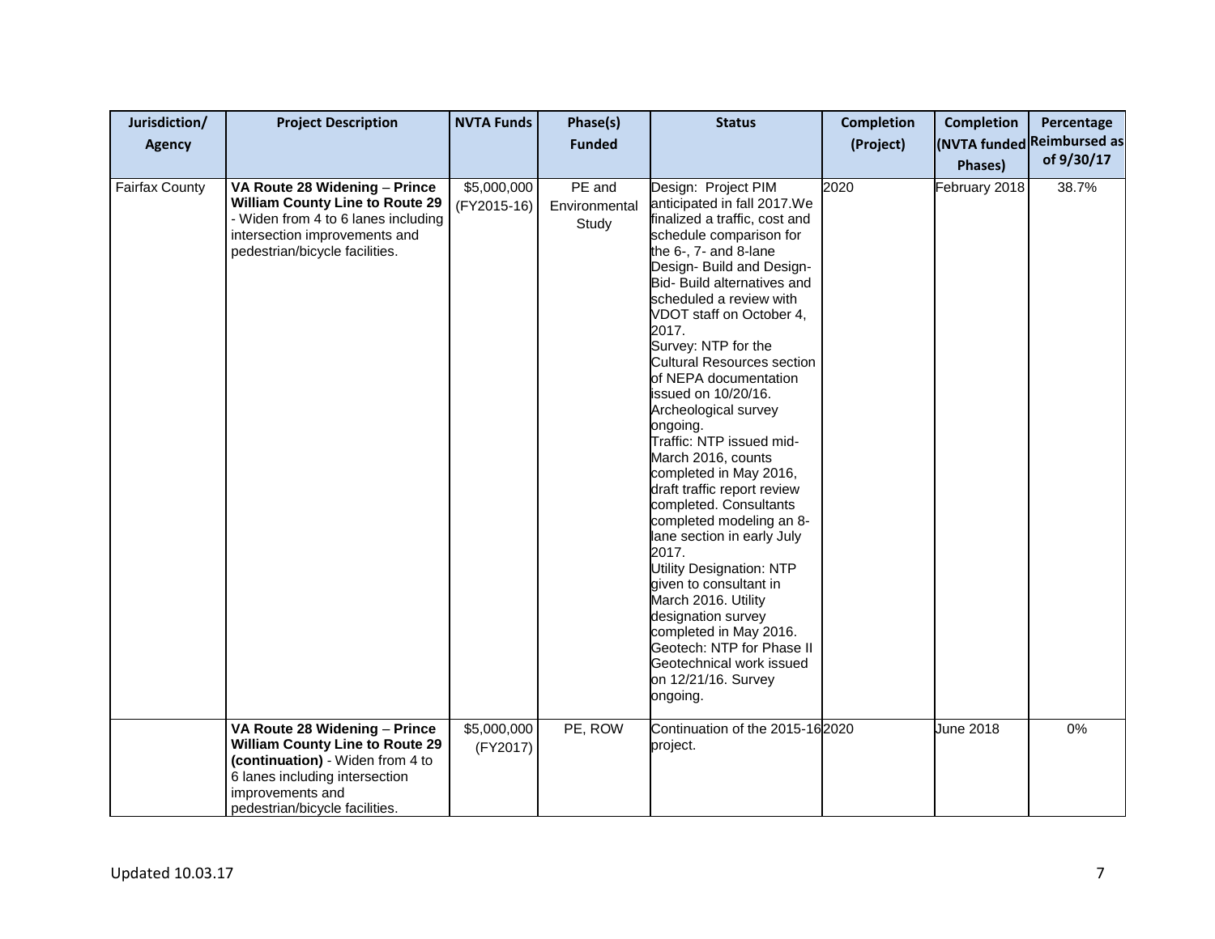| Jurisdiction/ Agency | Project Description | NVTA Funds | Phase(s) Funded | Status | Completion (Project) | Completion (NVTA funded Phases) | Percentage Reimbursed as of 9/30/17 |
|---|---|---|---|---|---|---|---|
| Fairfax County | **VA Route 28 Widening – Prince William County Line to Route 29** - Widen from 4 to 6 lanes including intersection improvements and pedestrian/bicycle facilities. | $5,000,000 (FY2015-16) | PE and Environmental Study | Design: Project PIM anticipated in fall 2017.We finalized a traffic, cost and schedule comparison for the 6-, 7- and 8-lane Design- Build and Design-Bid- Build alternatives and scheduled a review with VDOT staff on October 4, 2017.<br>Survey: NTP for the Cultural Resources section of NEPA documentation issued on 10/20/16. Archeological survey ongoing.<br>Traffic: NTP issued mid-March 2016, counts completed in May 2016, draft traffic report review completed. Consultants completed modeling an 8-lane section in early July 2017.<br>Utility Designation: NTP given to consultant in March 2016. Utility designation survey completed in May 2016.<br>Geotech: NTP for Phase II Geotechnical work issued on 12/21/16. Survey ongoing. | 2020 | February 2018 | 38.7% |
| | **VA Route 28 Widening – Prince William County Line to Route 29 (continuation)** - Widen from 4 to 6 lanes including intersection improvements and pedestrian/bicycle facilities. | $5,000,000 (FY2017) | PE, ROW | Continuation of the 2015-16 project. | 2020 | June 2018 | 0% |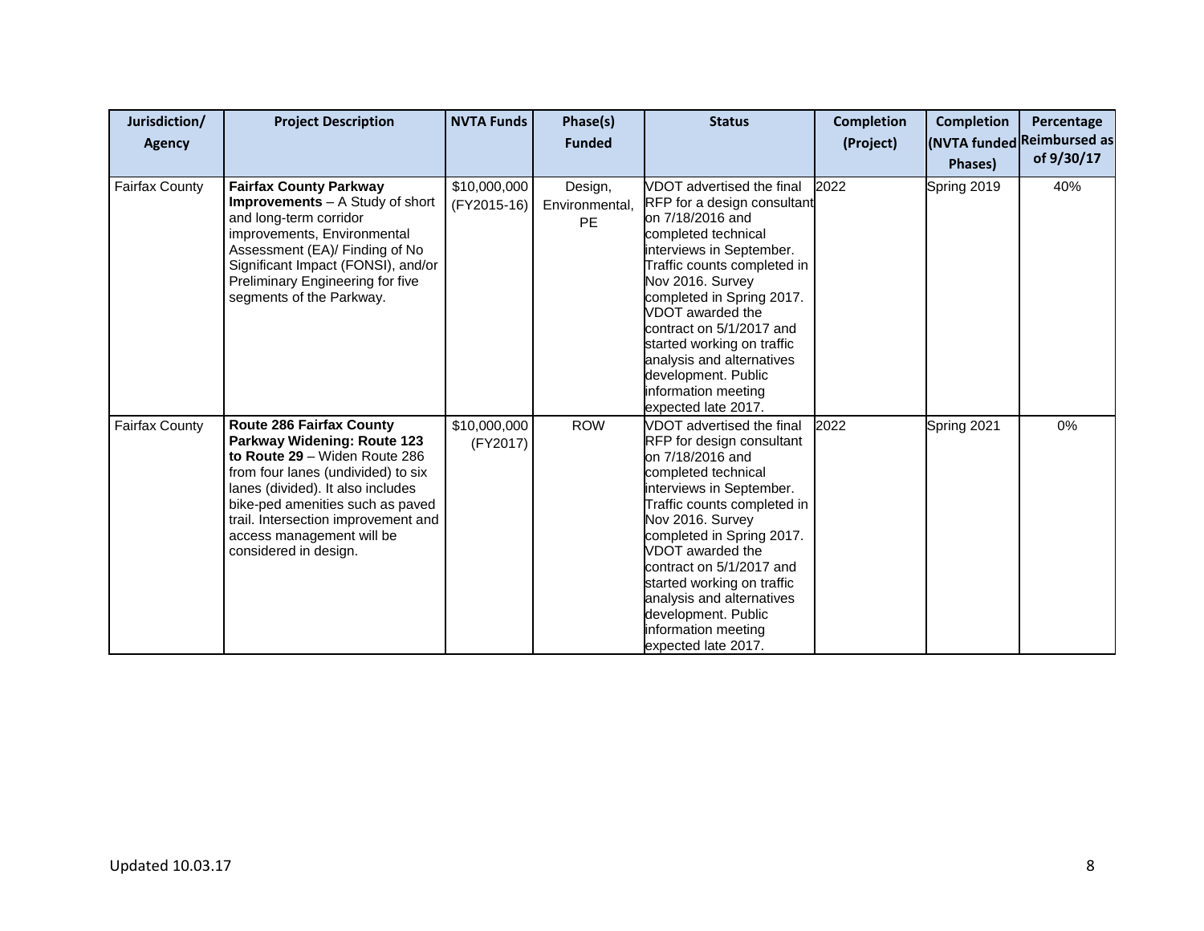| Jurisdiction/ Agency | Project Description | NVTA Funds | Phase(s) Funded | Status | Completion (Project) | Completion (NVTA funded Phases) | Percentage Reimbursed as of 9/30/17 |
|---|---|---|---|---|---|---|---|
| Fairfax County | **Fairfax County Parkway Improvements** – A Study of short and long-term corridor improvements, Environmental Assessment (EA)/ Finding of No Significant Impact (FONSI), and/or Preliminary Engineering for five segments of the Parkway. | $10,000,000 (FY2015-16) | Design, Environmental, PE | VDOT advertised the final RFP for a design consultant on 7/18/2016 and completed technical interviews in September. Traffic counts completed in Nov 2016. Survey completed in Spring 2017. VDOT awarded the contract on 5/1/2017 and started working on traffic analysis and alternatives development. Public information meeting expected late 2017. | 2022 | Spring 2019 | 40% |
| Fairfax County | **Route 286 Fairfax County Parkway Widening: Route 123 to Route 29** – Widen Route 286 from four lanes (undivided) to six lanes (divided). It also includes bike-ped amenities such as paved trail. Intersection improvement and access management will be considered in design. | $10,000,000 (FY2017) | ROW | VDOT advertised the final RFP for design consultant on 7/18/2016 and completed technical interviews in September. Traffic counts completed in Nov 2016. Survey completed in Spring 2017. VDOT awarded the contract on 5/1/2017 and started working on traffic analysis and alternatives development. Public information meeting expected late 2017. | 2022 | Spring 2021 | 0% |

Updated 10.03.17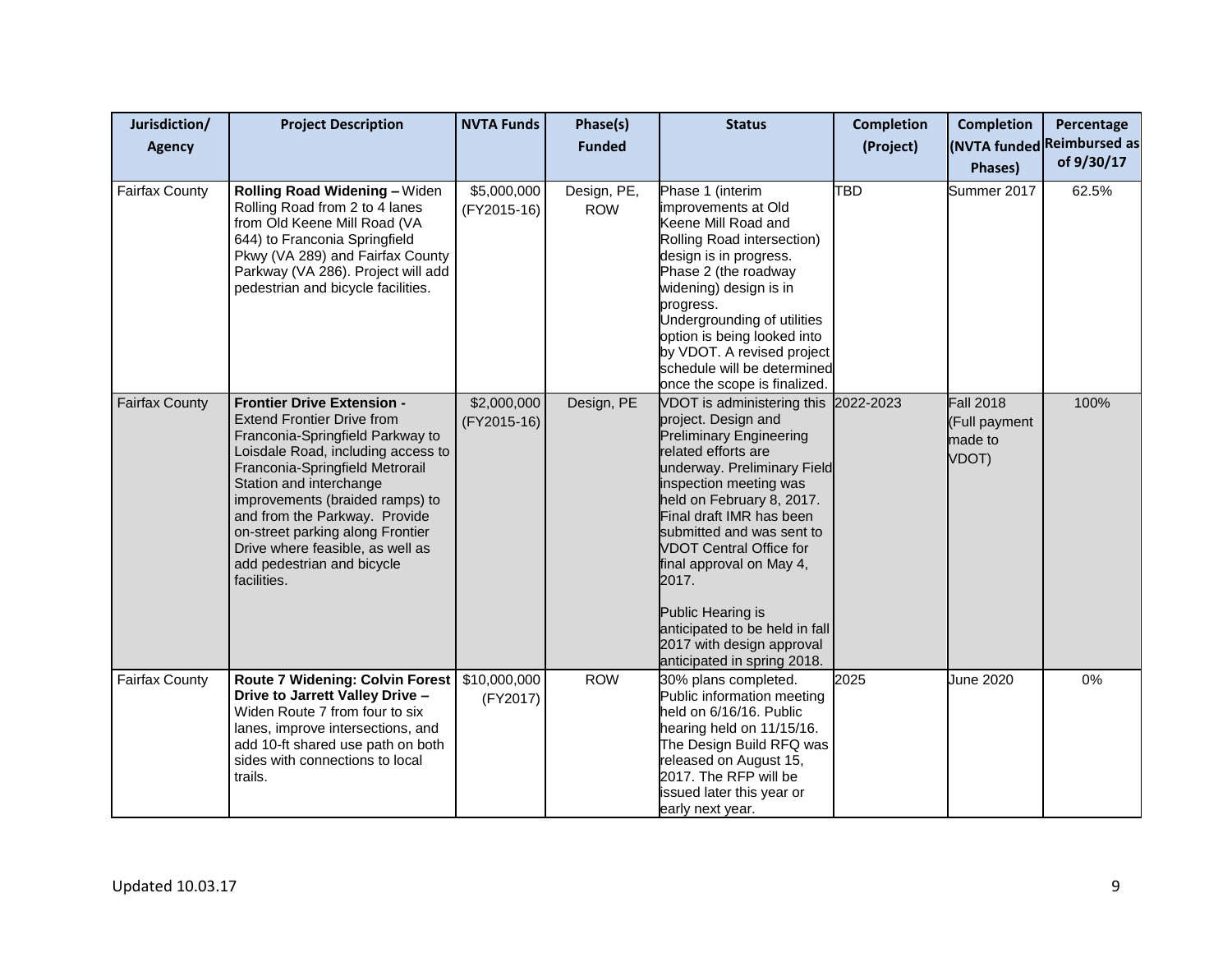| Jurisdiction/ Agency | Project Description | NVTA Funds | Phase(s) Funded | Status | Completion (Project) | Completion (NVTA funded Phases) | Percentage Reimbursed as of 9/30/17 |
|---|---|---|---|---|---|---|---|
| Fairfax County | **Rolling Road Widening –** Widen Rolling Road from 2 to 4 lanes from Old Keene Mill Road (VA 644) to Franconia Springfield Pkwy (VA 289) and Fairfax County Parkway (VA 286). Project will add pedestrian and bicycle facilities. | $5,000,000 (FY2015-16) | Design, PE, ROW | Phase 1 (interim improvements at Old Keene Mill Road and Rolling Road intersection) design is in progress. Phase 2 (the roadway widening) design is in progress. Undergrounding of utilities option is being looked into by VDOT. A revised project schedule will be determined once the scope is finalized. | TBD | Summer 2017 | 62.5% |
| Fairfax County | **Frontier Drive Extension -** Extend Frontier Drive from Franconia-Springfield Parkway to Loisdale Road, including access to Franconia-Springfield Metrorail Station and interchange improvements (braided ramps) to and from the Parkway. Provide on-street parking along Frontier Drive where feasible, as well as add pedestrian and bicycle facilities. | $2,000,000 (FY2015-16) | Design, PE | VDOT is administering this project. Design and Preliminary Engineering related efforts are underway. Preliminary Field inspection meeting was held on February 8, 2017. Final draft IMR has been submitted and was sent to VDOT Central Office for final approval on May 4, 2017.<br><br>Public Hearing is anticipated to be held in fall 2017 with design approval anticipated in spring 2018. | 2022-2023 | Fall 2018 (Full payment made to VDOT) | 100% |
| Fairfax County | **Route 7 Widening: Colvin Forest Drive to Jarrett Valley Drive –** Widen Route 7 from four to six lanes, improve intersections, and add 10-ft shared use path on both sides with connections to local trails. | $10,000,000 (FY2017) | ROW | 30% plans completed. Public information meeting held on 6/16/16. Public hearing held on 11/15/16. The Design Build RFQ was released on August 15, 2017. The RFP will be issued later this year or early next year. | 2025 | June 2020 | 0% |

Updated 10.03.17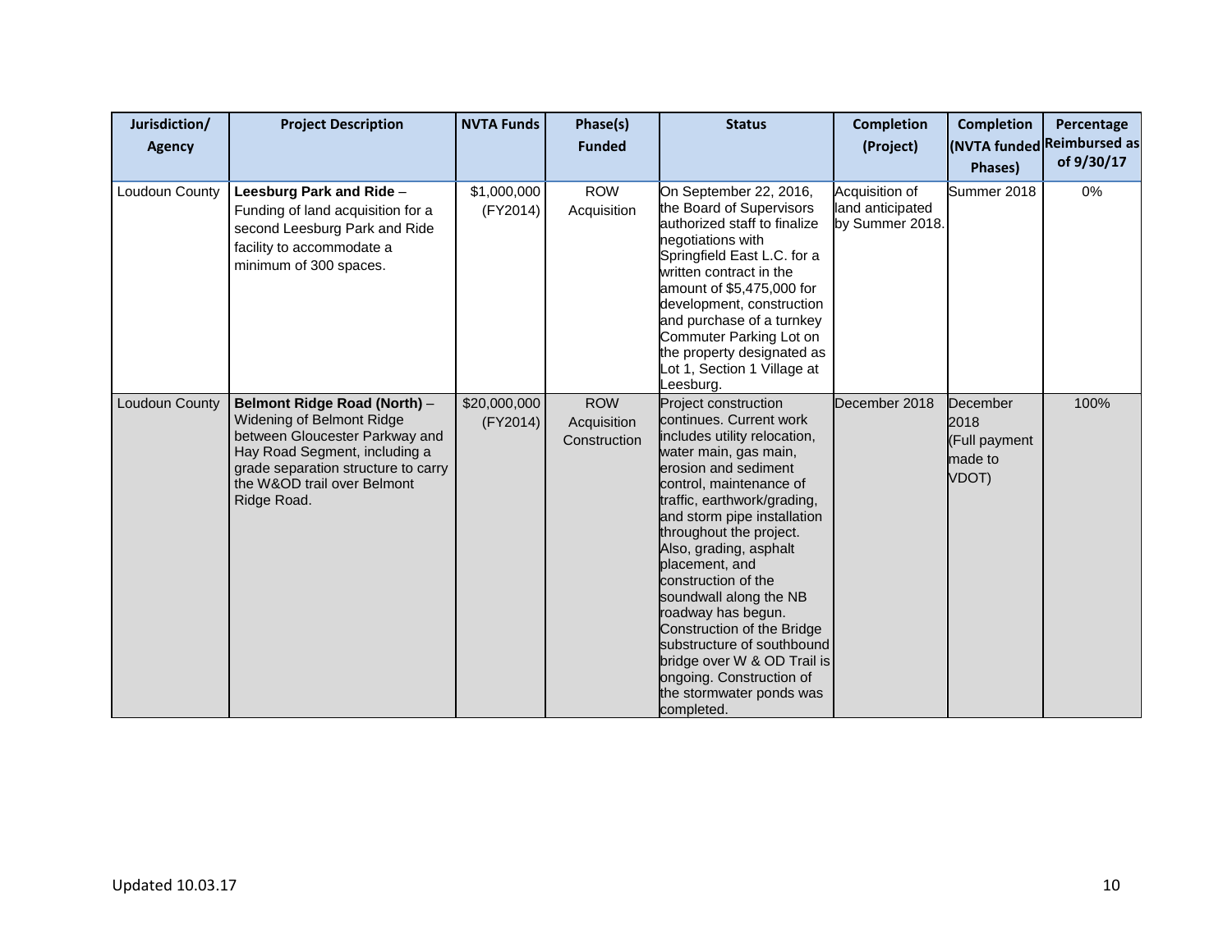| Jurisdiction/ Agency | Project Description | NVTA Funds | Phase(s) Funded | Status | Completion (Project) | Completion (NVTA funded Phases) | Percentage Reimbursed as of 9/30/17 |
|---|---|---|---|---|---|---|---|
| Loudoun County | **Leesburg Park and Ride** – Funding of land acquisition for a second Leesburg Park and Ride facility to accommodate a minimum of 300 spaces. | $1,000,000 (FY2014) | ROW Acquisition | On September 22, 2016, the Board of Supervisors authorized staff to finalize negotiations with Springfield East L.C. for a written contract in the amount of $5,475,000 for development, construction and purchase of a turnkey Commuter Parking Lot on the property designated as Lot 1, Section 1 Village at Leesburg. | Acquisition of land anticipated by Summer 2018. | Summer 2018 | 0% |
| Loudoun County | **Belmont Ridge Road (North)** – Widening of Belmont Ridge between Gloucester Parkway and Hay Road Segment, including a grade separation structure to carry the W&OD trail over Belmont Ridge Road. | $20,000,000 (FY2014) | ROW Acquisition Construction | Project construction continues. Current work includes utility relocation, water main, gas main, erosion and sediment control, maintenance of traffic, earthwork/grading, and storm pipe installation throughout the project. Also, grading, asphalt placement, and construction of the soundwall along the NB roadway has begun. Construction of the Bridge substructure of southbound bridge over W & OD Trail is ongoing. Construction of the stormwater ponds was completed. | December 2018 | December 2018 (Full payment made to VDOT) | 100% |

Updated 10.03.17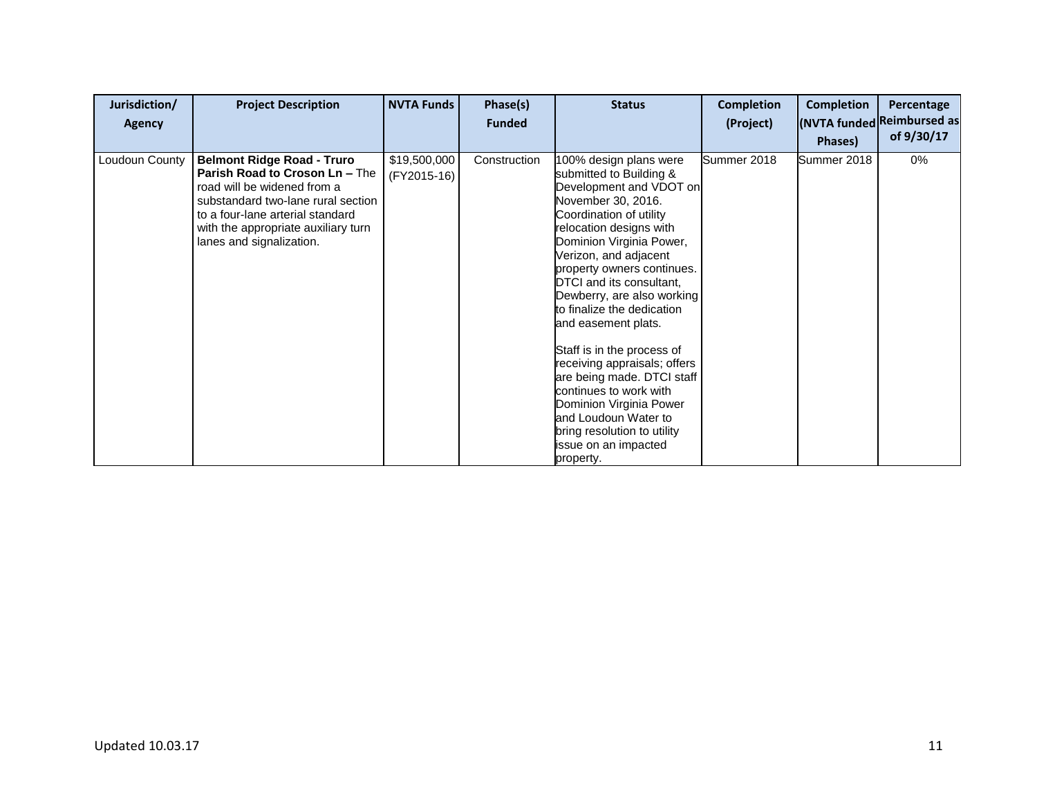| Jurisdiction/ Agency | Project Description | NVTA Funds | Phase(s) Funded | Status | Completion (Project) | Completion (NVTA funded Phases) | Percentage Reimbursed as of 9/30/17 |
|---|---|---|---|---|---|---|---|
| Loudoun County | **Belmont Ridge Road - Truro Parish Road to Croson Ln –** The road will be widened from a substandard two-lane rural section to a four-lane arterial standard with the appropriate auxiliary turn lanes and signalization. | \$19,500,000 (FY2015-16) | Construction | 100% design plans were submitted to Building & Development and VDOT on November 30, 2016. Coordination of utility relocation designs with Dominion Virginia Power, Verizon, and adjacent property owners continues. DTCI and its consultant, Dewberry, are also working to finalize the dedication and easement plats.<br><br>Staff is in the process of receiving appraisals; offers are being made. DTCI staff continues to work with Dominion Virginia Power and Loudoun Water to bring resolution to utility issue on an impacted property. | Summer 2018 | Summer 2018 | 0% |

Updated 10.03.17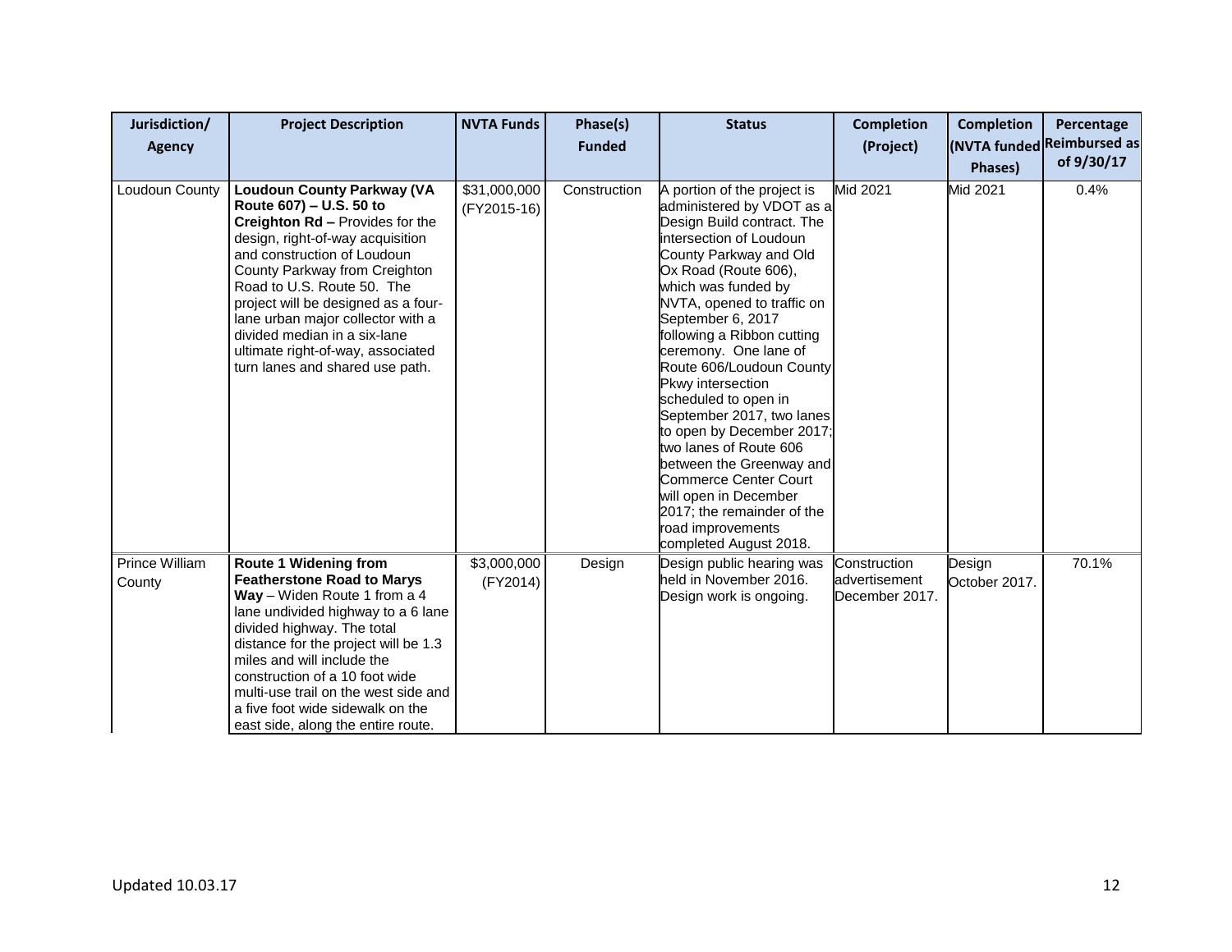| Jurisdiction/ Agency | Project Description | NVTA Funds | Phase(s) Funded | Status | Completion (Project) | Completion (NVTA funded Phases) | Percentage Reimbursed as of 9/30/17 |
|---|---|---|---|---|---|---|---|
| Loudoun County | **Loudoun County Parkway (VA Route 607) – U.S. 50 to Creighton Rd –** Provides for the design, right-of-way acquisition and construction of Loudoun County Parkway from Creighton Road to U.S. Route 50. The project will be designed as a four-lane urban major collector with a divided median in a six-lane ultimate right-of-way, associated turn lanes and shared use path. | $31,000,000 (FY2015-16) | Construction | A portion of the project is administered by VDOT as a Design Build contract. The intersection of Loudoun County Parkway and Old Ox Road (Route 606), which was funded by NVTA, opened to traffic on September 6, 2017 following a Ribbon cutting ceremony. One lane of Route 606/Loudoun County Pkwy intersection scheduled to open in September 2017, two lanes to open by December 2017; two lanes of Route 606 between the Greenway and Commerce Center Court will open in December 2017; the remainder of the road improvements completed August 2018. | Mid 2021 | Mid 2021 | 0.4% |
| Prince William County | **Route 1 Widening from Featherstone Road to Marys Way** – Widen Route 1 from a 4 lane undivided highway to a 6 lane divided highway. The total distance for the project will be 1.3 miles and will include the construction of a 10 foot wide multi-use trail on the west side and a five foot wide sidewalk on the east side, along the entire route. | $3,000,000 (FY2014) | Design | Design public hearing was held in November 2016. Design work is ongoing. | Construction advertisement December 2017. | Design October 2017. | 70.1% |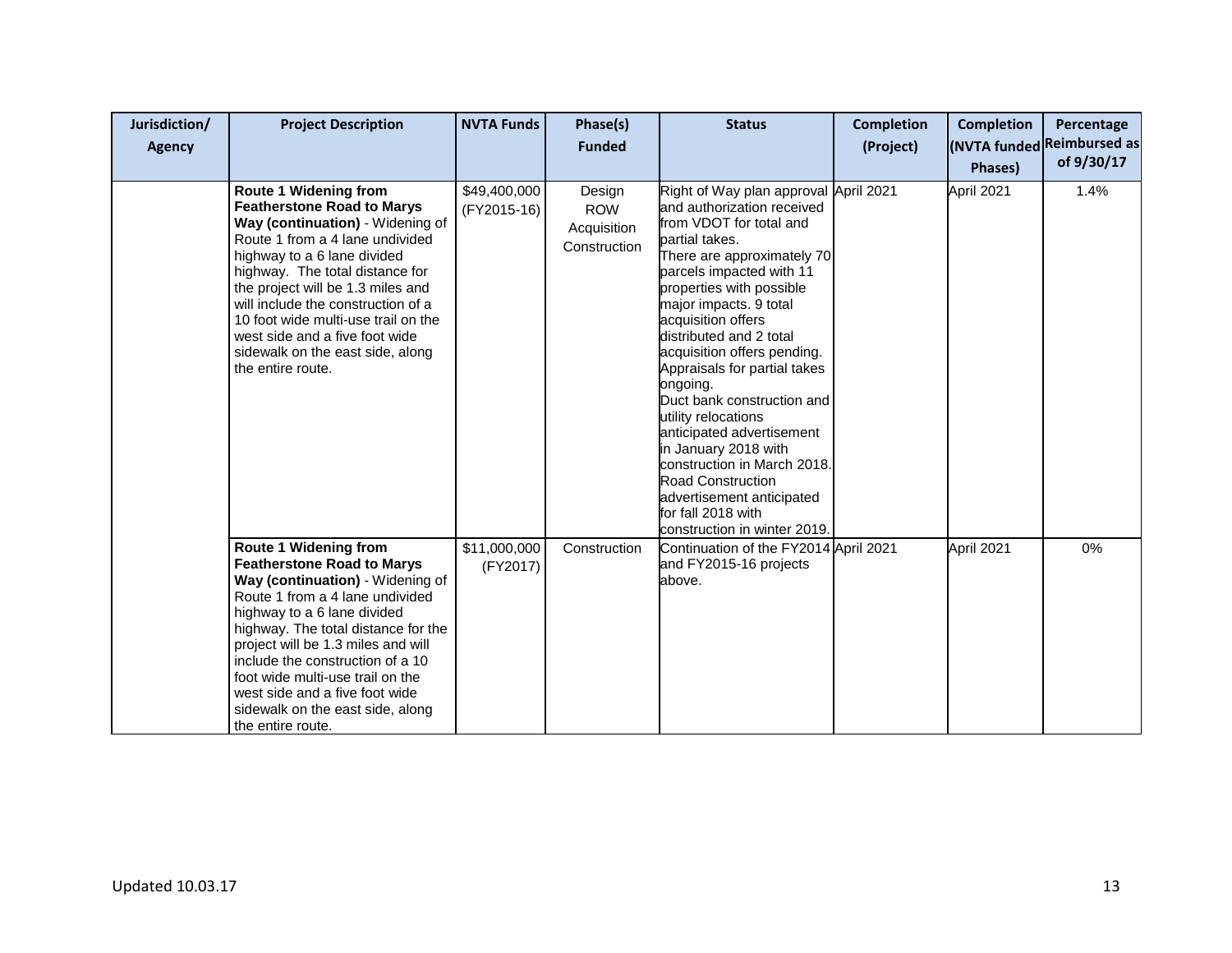| Jurisdiction/ Agency | Project Description | NVTA Funds | Phase(s) Funded | Status | Completion (Project) | Completion (NVTA funded Phases) | Percentage Reimbursed as of 9/30/17 |
|---|---|---|---|---|---|---|---|
| | **Route 1 Widening from Featherstone Road to Marys Way (continuation)** - Widening of Route 1 from a 4 lane undivided highway to a 6 lane divided highway. The total distance for the project will be 1.3 miles and will include the construction of a 10 foot wide multi-use trail on the west side and a five foot wide sidewalk on the east side, along the entire route. | \$49,400,000 (FY2015-16) | Design ROW Acquisition Construction | Right of Way plan approval and authorization received from VDOT for total and partial takes. There are approximately 70 parcels impacted with 11 properties with possible major impacts. 9 total acquisition offers distributed and 2 total acquisition offers pending. Appraisals for partial takes ongoing. Duct bank construction and utility relocations anticipated advertisement in January 2018 with construction in March 2018. Road Construction advertisement anticipated for fall 2018 with construction in winter 2019. | April 2021 | April 2021 | 1.4% |
| | **Route 1 Widening from Featherstone Road to Marys Way (continuation)** - Widening of Route 1 from a 4 lane undivided highway to a 6 lane divided highway. The total distance for the project will be 1.3 miles and will include the construction of a 10 foot wide multi-use trail on the west side and a five foot wide sidewalk on the east side, along the entire route. | \$11,000,000 (FY2017) | Construction | Continuation of the FY2014 and FY2015-16 projects above. | April 2021 | April 2021 | 0% |

Updated 10.03.17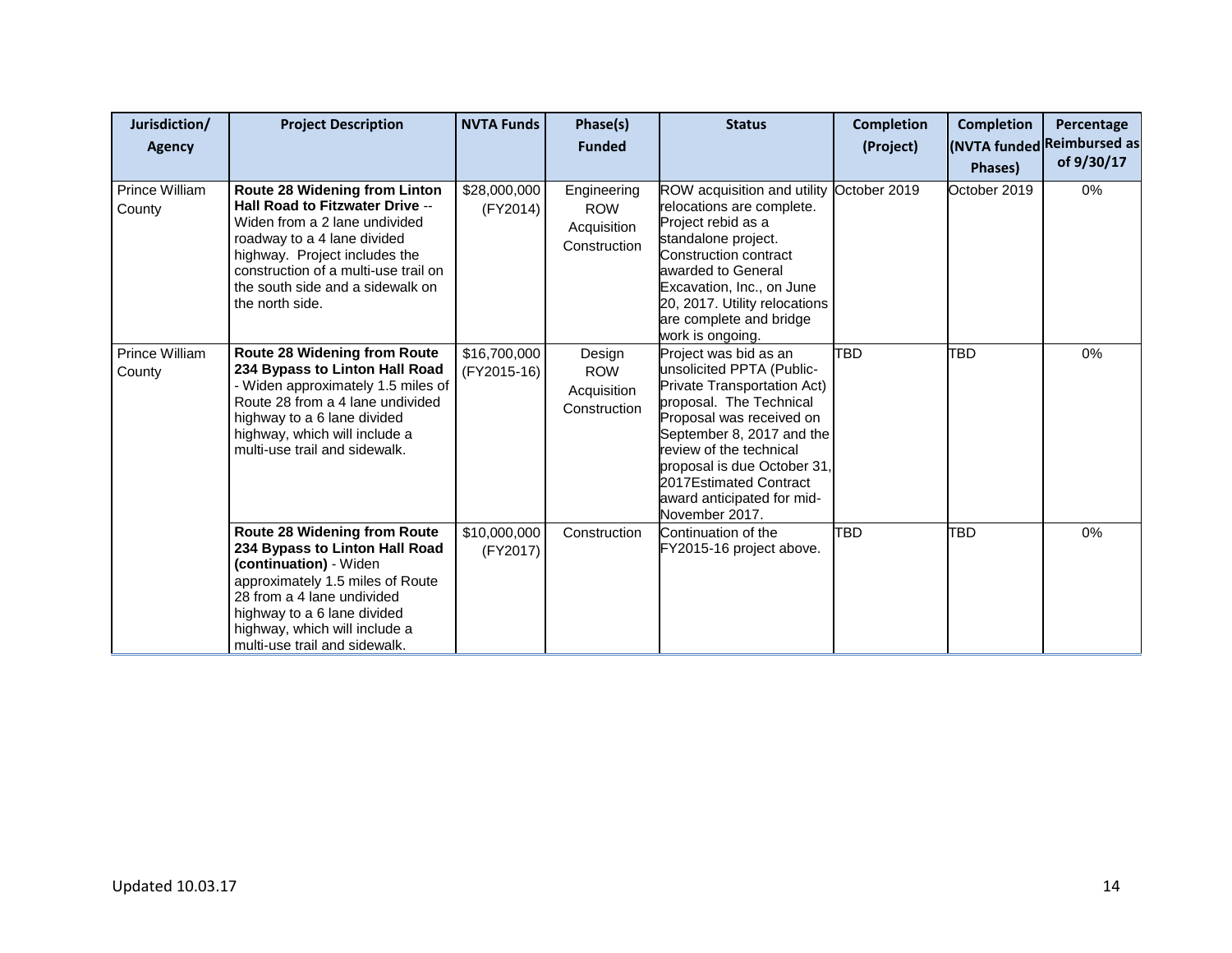| Jurisdiction/ Agency | Project Description | NVTA Funds | Phase(s) Funded | Status | Completion (Project) | Completion (NVTA funded Phases) | Percentage Reimbursed as of 9/30/17 |
|---|---|---|---|---|---|---|---|
| Prince William County | **Route 28 Widening from Linton Hall Road to Fitzwater Drive** -- Widen from a 2 lane undivided roadway to a 4 lane divided highway. Project includes the construction of a multi-use trail on the south side and a sidewalk on the north side. | $28,000,000 (FY2014) | Engineering ROW Acquisition Construction | ROW acquisition and utility relocations are complete. Project rebid as a standalone project. Construction contract awarded to General Excavation, Inc., on June 20, 2017. Utility relocations are complete and bridge work is ongoing. | October 2019 | October 2019 | 0% |
| Prince William County | **Route 28 Widening from Route 234 Bypass to Linton Hall Road** - Widen approximately 1.5 miles of Route 28 from a 4 lane undivided highway to a 6 lane divided highway, which will include a multi-use trail and sidewalk. | $16,700,000 (FY2015-16) | Design ROW Acquisition Construction | Project was bid as an unsolicited PPTA (Public-Private Transportation Act) proposal. The Technical Proposal was received on September 8, 2017 and the review of the technical proposal is due October 31, 2017Estimated Contract award anticipated for mid-November 2017. | TBD | TBD | 0% |
| | **Route 28 Widening from Route 234 Bypass to Linton Hall Road (continuation)** - Widen approximately 1.5 miles of Route 28 from a 4 lane undivided highway to a 6 lane divided highway, which will include a multi-use trail and sidewalk. | $10,000,000 (FY2017) | Construction | Continuation of the FY2015-16 project above. | TBD | TBD | 0% |

Updated 10.03.17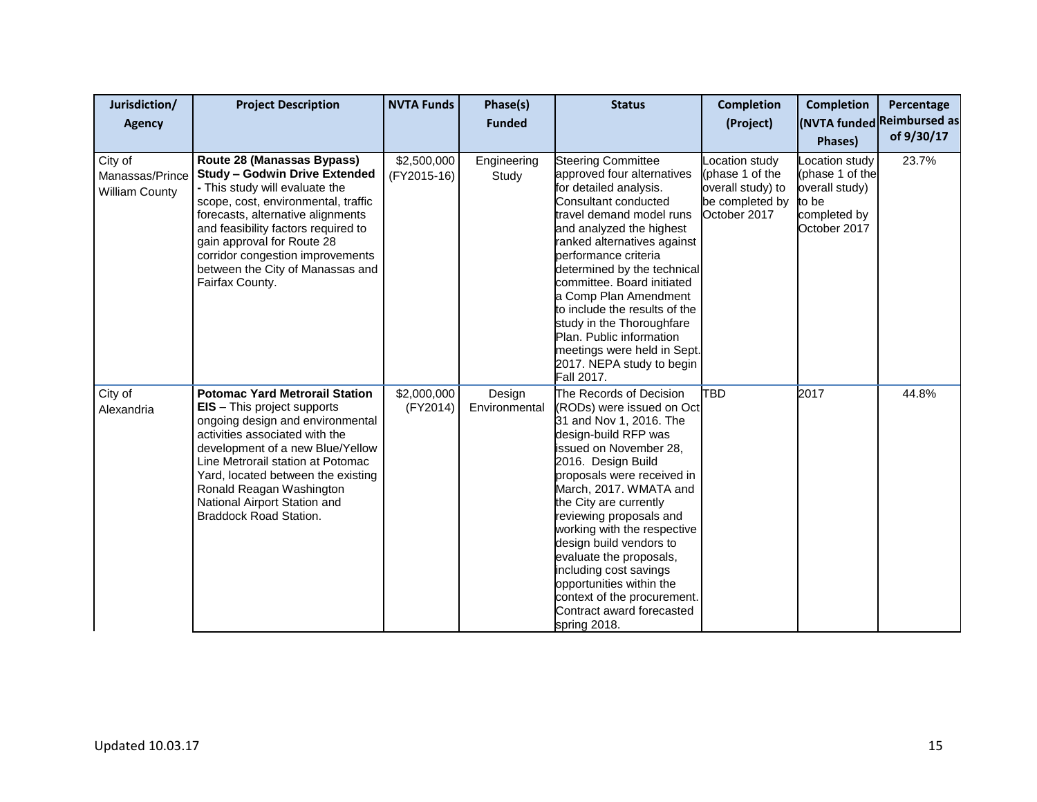| Jurisdiction/ Agency | Project Description | NVTA Funds | Phase(s) Funded | Status | Completion (Project) | Completion (NVTA funded Phases) | Percentage Reimbursed as of 9/30/17 |
|---|---|---|---|---|---|---|---|
| City of Manassas/Prince William County | **Route 28 (Manassas Bypass) Study – Godwin Drive Extended -** This study will evaluate the scope, cost, environmental, traffic forecasts, alternative alignments and feasibility factors required to gain approval for Route 28 corridor congestion improvements between the City of Manassas and Fairfax County. | $2,500,000 (FY2015-16) | Engineering Study | Steering Committee approved four alternatives for detailed analysis. Consultant conducted travel demand model runs and analyzed the highest ranked alternatives against performance criteria determined by the technical committee. Board initiated a Comp Plan Amendment to include the results of the study in the Thoroughfare Plan. Public information meetings were held in Sept. 2017. NEPA study to begin Fall 2017. | Location study (phase 1 of the overall study) to be completed by October 2017 | Location study (phase 1 of the overall study) to be completed by October 2017 | 23.7% |
| City of Alexandria | **Potomac Yard Metrorail Station EIS** – This project supports ongoing design and environmental activities associated with the development of a new Blue/Yellow Line Metrorail station at Potomac Yard, located between the existing Ronald Reagan Washington National Airport Station and Braddock Road Station. | $2,000,000 (FY2014) | Design Environmental | The Records of Decision (RODs) were issued on Oct 31 and Nov 1, 2016. The design-build RFP was issued on November 28, 2016. Design Build proposals were received in March, 2017. WMATA and the City are currently reviewing proposals and working with the respective design build vendors to evaluate the proposals, including cost savings opportunities within the context of the procurement. Contract award forecasted spring 2018. | TBD | 2017 | 44.8% |

Updated 10.03.17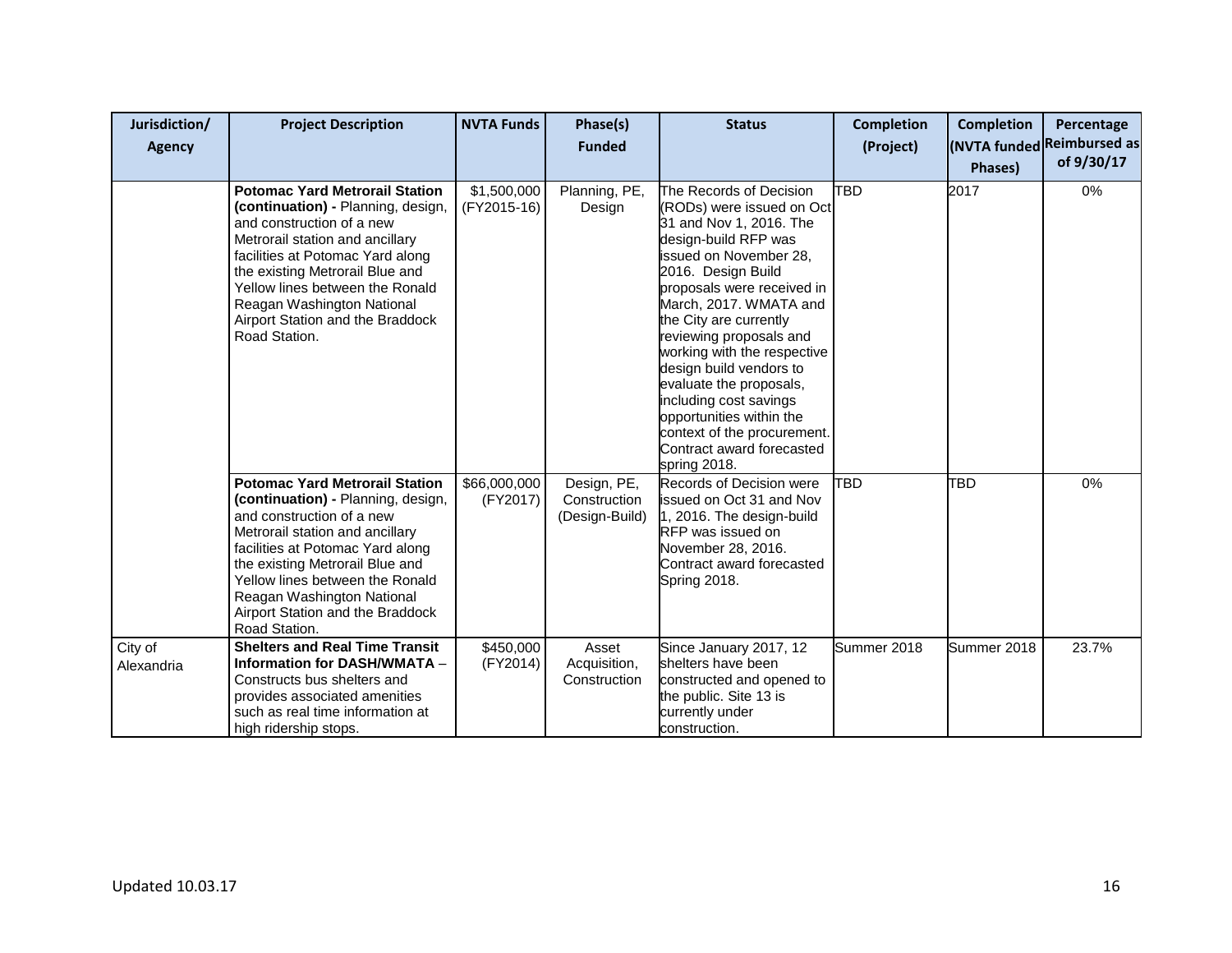| Jurisdiction/ Agency | Project Description | NVTA Funds | Phase(s) Funded | Status | Completion (Project) | Completion (NVTA funded Phases) | Percentage Reimbursed as of 9/30/17 |
|---|---|---|---|---|---|---|---|
| | **Potomac Yard Metrorail Station (continuation) -** Planning, design, and construction of a new Metrorail station and ancillary facilities at Potomac Yard along the existing Metrorail Blue and Yellow lines between the Ronald Reagan Washington National Airport Station and the Braddock Road Station. | $1,500,000 (FY2015-16) | Planning, PE, Design | The Records of Decision (RODs) were issued on Oct 31 and Nov 1, 2016. The design-build RFP was issued on November 28, 2016. Design Build proposals were received in March, 2017. WMATA and the City are currently reviewing proposals and working with the respective design build vendors to evaluate the proposals, including cost savings opportunities within the context of the procurement. Contract award forecasted spring 2018. | TBD | 2017 | 0% |
| | **Potomac Yard Metrorail Station (continuation) -** Planning, design, and construction of a new Metrorail station and ancillary facilities at Potomac Yard along the existing Metrorail Blue and Yellow lines between the Ronald Reagan Washington National Airport Station and the Braddock Road Station. | $66,000,000 (FY2017) | Design, PE, Construction (Design-Build) | Records of Decision were issued on Oct 31 and Nov 1, 2016. The design-build RFP was issued on November 28, 2016. Contract award forecasted Spring 2018. | TBD | TBD | 0% |
| City of Alexandria | **Shelters and Real Time Transit Information for DASH/WMATA** – Constructs bus shelters and provides associated amenities such as real time information at high ridership stops. | $450,000 (FY2014) | Asset Acquisition, Construction | Since January 2017, 12 shelters have been constructed and opened to the public. Site 13 is currently under construction. | Summer 2018 | Summer 2018 | 23.7% |

Updated 10.03.17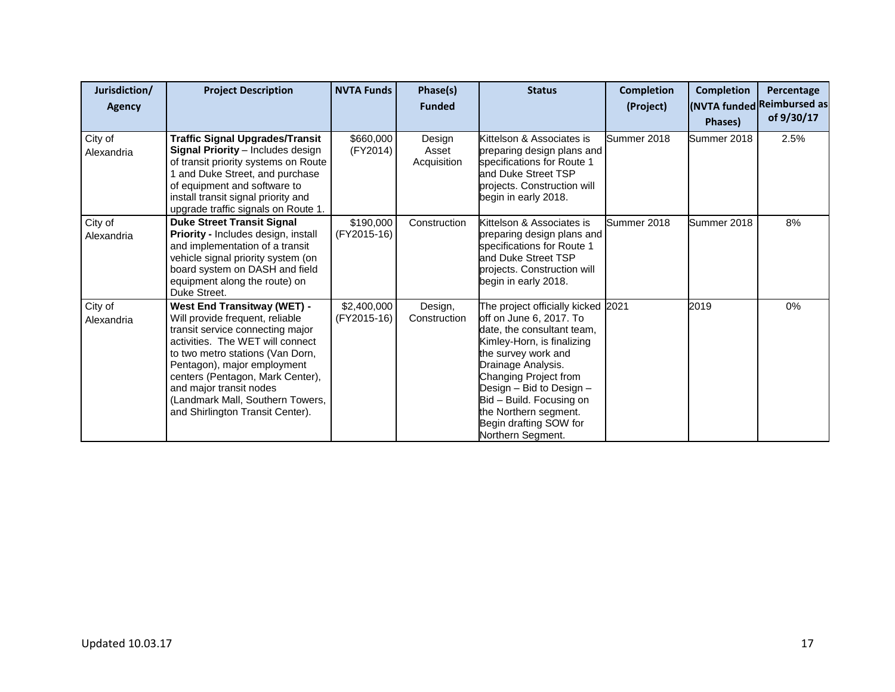| Jurisdiction/ Agency | Project Description | NVTA Funds | Phase(s) Funded | Status | Completion (Project) | Completion (NVTA funded Phases) | Percentage Reimbursed as of 9/30/17 |
|---|---|---|---|---|---|---|---|
| City of Alexandria | **Traffic Signal Upgrades/Transit Signal Priority** – Includes design of transit priority systems on Route 1 and Duke Street, and purchase of equipment and software to install transit signal priority and upgrade traffic signals on Route 1. | $660,000 (FY2014) | Design Asset Acquisition | Kittelson & Associates is preparing design plans and specifications for Route 1 and Duke Street TSP projects. Construction will begin in early 2018. | Summer 2018 | Summer 2018 | 2.5% |
| City of Alexandria | **Duke Street Transit Signal Priority -** Includes design, install and implementation of a transit vehicle signal priority system (on board system on DASH and field equipment along the route) on Duke Street. | $190,000 (FY2015-16) | Construction | Kittelson & Associates is preparing design plans and specifications for Route 1 and Duke Street TSP projects. Construction will begin in early 2018. | Summer 2018 | Summer 2018 | 8% |
| City of Alexandria | **West End Transitway (WET) -** Will provide frequent, reliable transit service connecting major activities. The WET will connect to two metro stations (Van Dorn, Pentagon), major employment centers (Pentagon, Mark Center), and major transit nodes (Landmark Mall, Southern Towers, and Shirlington Transit Center). | $2,400,000 (FY2015-16) | Design, Construction | The project officially kicked off on June 6, 2017. To date, the consultant team, Kimley-Horn, is finalizing the survey work and Drainage Analysis. Changing Project from Design – Bid to Design – Bid – Build. Focusing on the Northern segment. Begin drafting SOW for Northern Segment. | 2021 | 2019 | 0% |

Updated 10.03.17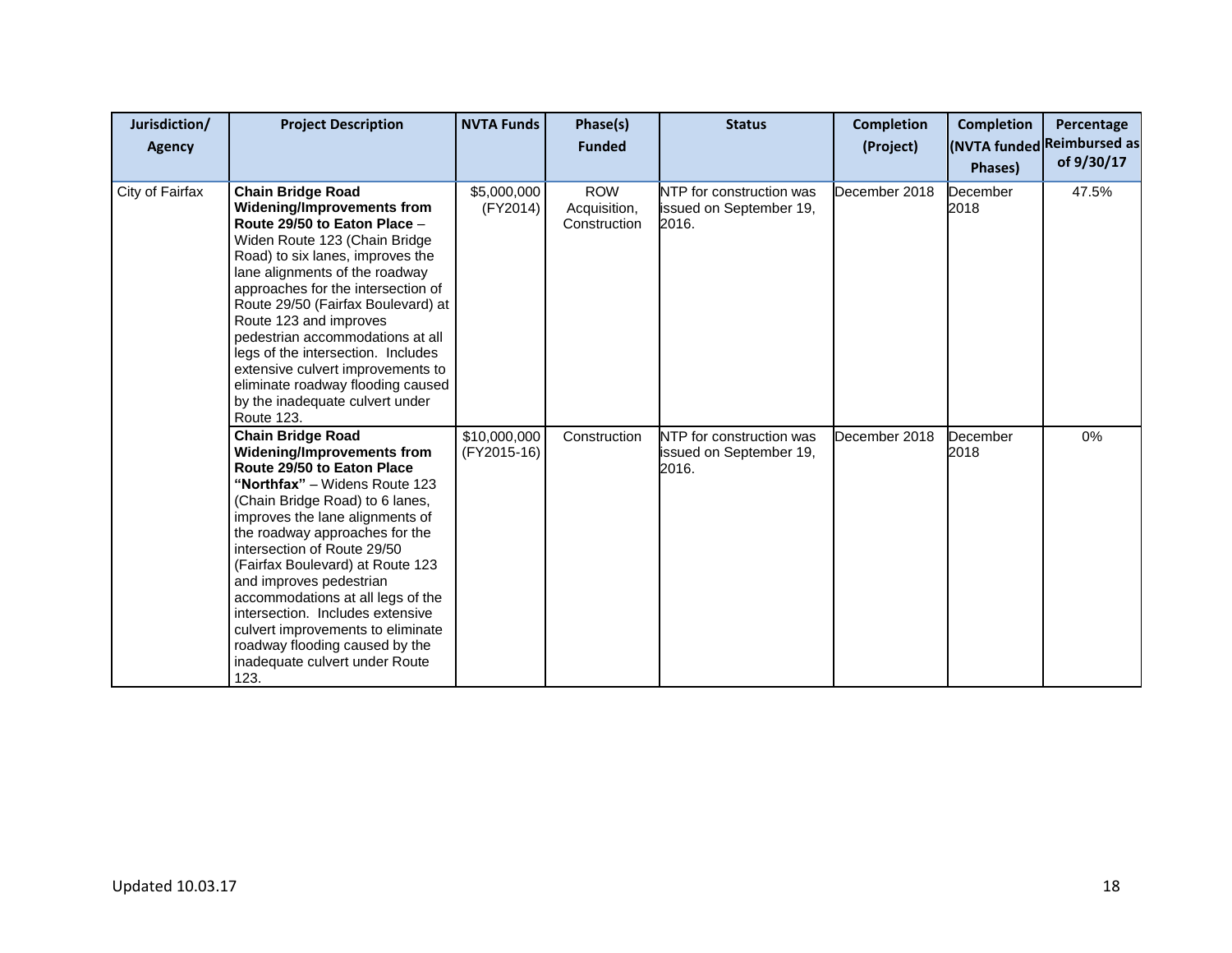| Jurisdiction/ Agency | Project Description | NVTA Funds | Phase(s) Funded | Status | Completion (Project) | Completion (NVTA funded Phases) | Percentage Reimbursed as of 9/30/17 |
|---|---|---|---|---|---|---|---|
| City of Fairfax | **Chain Bridge Road Widening/Improvements from Route 29/50 to Eaton Place** – Widen Route 123 (Chain Bridge Road) to six lanes, improves the lane alignments of the roadway approaches for the intersection of Route 29/50 (Fairfax Boulevard) at Route 123 and improves pedestrian accommodations at all legs of the intersection. Includes extensive culvert improvements to eliminate roadway flooding caused by the inadequate culvert under Route 123. | $5,000,000 (FY2014) | ROW Acquisition, Construction | NTP for construction was issued on September 19, 2016. | December 2018 | December 2018 | 47.5% |
| | **Chain Bridge Road Widening/Improvements from Route 29/50 to Eaton Place "Northfax"** – Widens Route 123 (Chain Bridge Road) to 6 lanes, improves the lane alignments of the roadway approaches for the intersection of Route 29/50 (Fairfax Boulevard) at Route 123 and improves pedestrian accommodations at all legs of the intersection. Includes extensive culvert improvements to eliminate roadway flooding caused by the inadequate culvert under Route 123. | $10,000,000 (FY2015-16) | Construction | NTP for construction was issued on September 19, 2016. | December 2018 | December 2018 | 0% |

Updated 10.03.17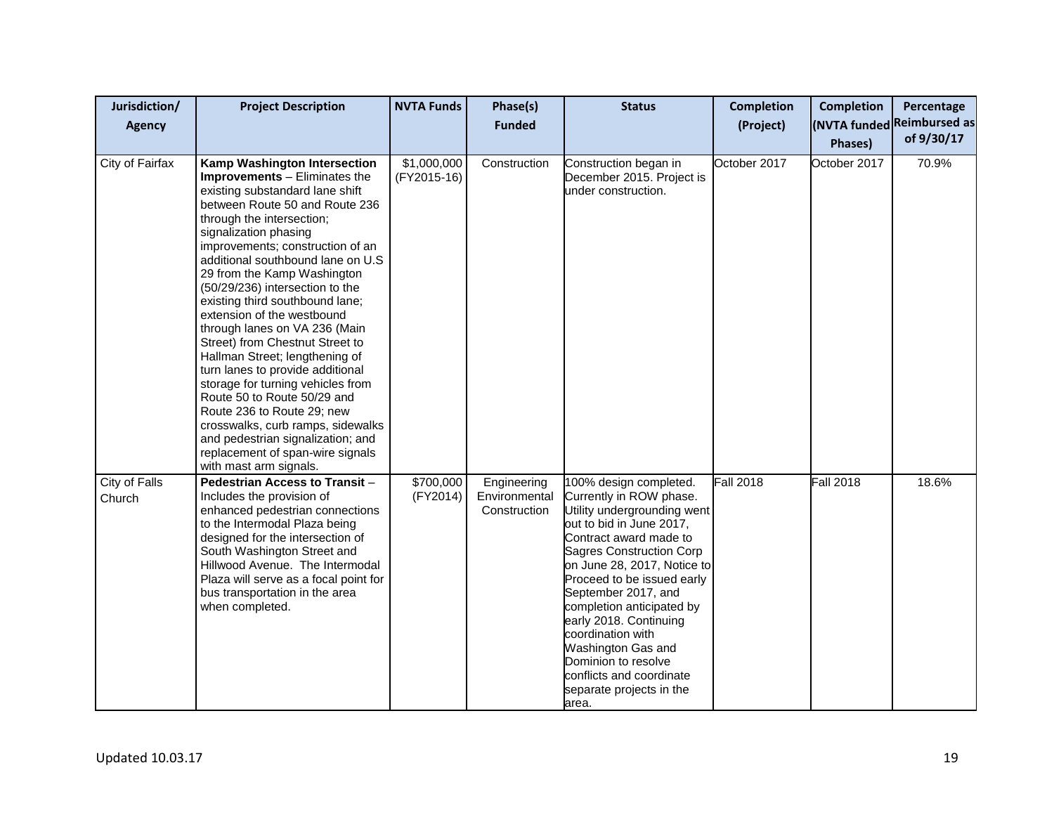| Jurisdiction/ Agency | Project Description | NVTA Funds | Phase(s) Funded | Status | Completion (Project) | Completion (NVTA funded Phases) | Percentage Reimbursed as of 9/30/17 |
|---|---|---|---|---|---|---|---|
| City of Fairfax | **Kamp Washington Intersection Improvements** – Eliminates the existing substandard lane shift between Route 50 and Route 236 through the intersection; signalization phasing improvements; construction of an additional southbound lane on U.S 29 from the Kamp Washington (50/29/236) intersection to the existing third southbound lane; extension of the westbound through lanes on VA 236 (Main Street) from Chestnut Street to Hallman Street; lengthening of turn lanes to provide additional storage for turning vehicles from Route 50 to Route 50/29 and Route 236 to Route 29; new crosswalks, curb ramps, sidewalks and pedestrian signalization; and replacement of span-wire signals with mast arm signals. | $1,000,000 (FY2015-16) | Construction | Construction began in December 2015. Project is under construction. | October 2017 | October 2017 | 70.9% |
| City of Falls Church | **Pedestrian Access to Transit** – Includes the provision of enhanced pedestrian connections to the Intermodal Plaza being designed for the intersection of South Washington Street and Hillwood Avenue. The Intermodal Plaza will serve as a focal point for bus transportation in the area when completed. | $700,000 (FY2014) | Engineering Environmental Construction | 100% design completed. Currently in ROW phase. Utility undergrounding went out to bid in June 2017, Contract award made to Sagres Construction Corp on June 28, 2017, Notice to Proceed to be issued early September 2017, and completion anticipated by early 2018. Continuing coordination with Washington Gas and Dominion to resolve conflicts and coordinate separate projects in the area. | Fall 2018 | Fall 2018 | 18.6% |

Updated 10.03.17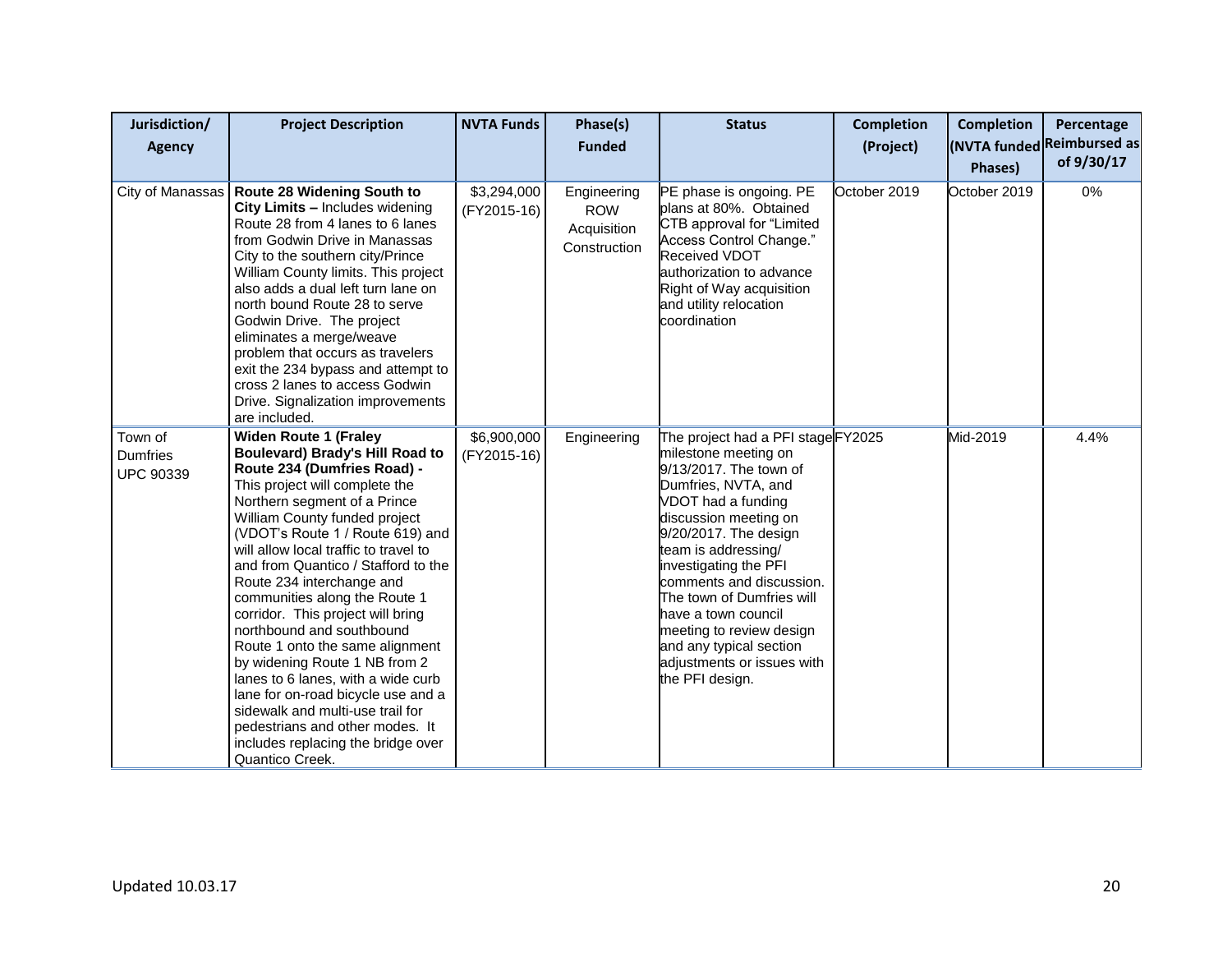| Jurisdiction/ Agency | Project Description | NVTA Funds | Phase(s) Funded | Status | Completion (Project) | Completion (NVTA funded Phases) | Percentage Reimbursed as of 9/30/17 |
|---|---|---|---|---|---|---|---|
| City of Manassas | **Route 28 Widening South to City Limits –** Includes widening Route 28 from 4 lanes to 6 lanes from Godwin Drive in Manassas City to the southern city/Prince William County limits. This project also adds a dual left turn lane on north bound Route 28 to serve Godwin Drive. The project eliminates a merge/weave problem that occurs as travelers exit the 234 bypass and attempt to cross 2 lanes to access Godwin Drive. Signalization improvements are included. | $3,294,000 (FY2015-16) | Engineering ROW Acquisition Construction | PE phase is ongoing. PE plans at 80%. Obtained CTB approval for "Limited Access Control Change." Received VDOT authorization to advance Right of Way acquisition and utility relocation coordination | October 2019 | October 2019 | 0% |
| Town of Dumfries UPC 90339 | **Widen Route 1 (Fraley Boulevard) Brady's Hill Road to Route 234 (Dumfries Road) -** This project will complete the Northern segment of a Prince William County funded project (VDOT's Route 1 / Route 619) and will allow local traffic to travel to and from Quantico / Stafford to the Route 234 interchange and communities along the Route 1 corridor. This project will bring northbound and southbound Route 1 onto the same alignment by widening Route 1 NB from 2 lanes to 6 lanes, with a wide curb lane for on-road bicycle use and a sidewalk and multi-use trail for pedestrians and other modes. It includes replacing the bridge over Quantico Creek. | $6,900,000 (FY2015-16) | Engineering | The project had a PFI stage milestone meeting on 9/13/2017. The town of Dumfries, NVTA, and VDOT had a funding discussion meeting on 9/20/2017. The design team is addressing/ investigating the PFI comments and discussion. The town of Dumfries will have a town council meeting to review design and any typical section adjustments or issues with the PFI design. | FY2025 | Mid-2019 | 4.4% |

Updated 10.03.17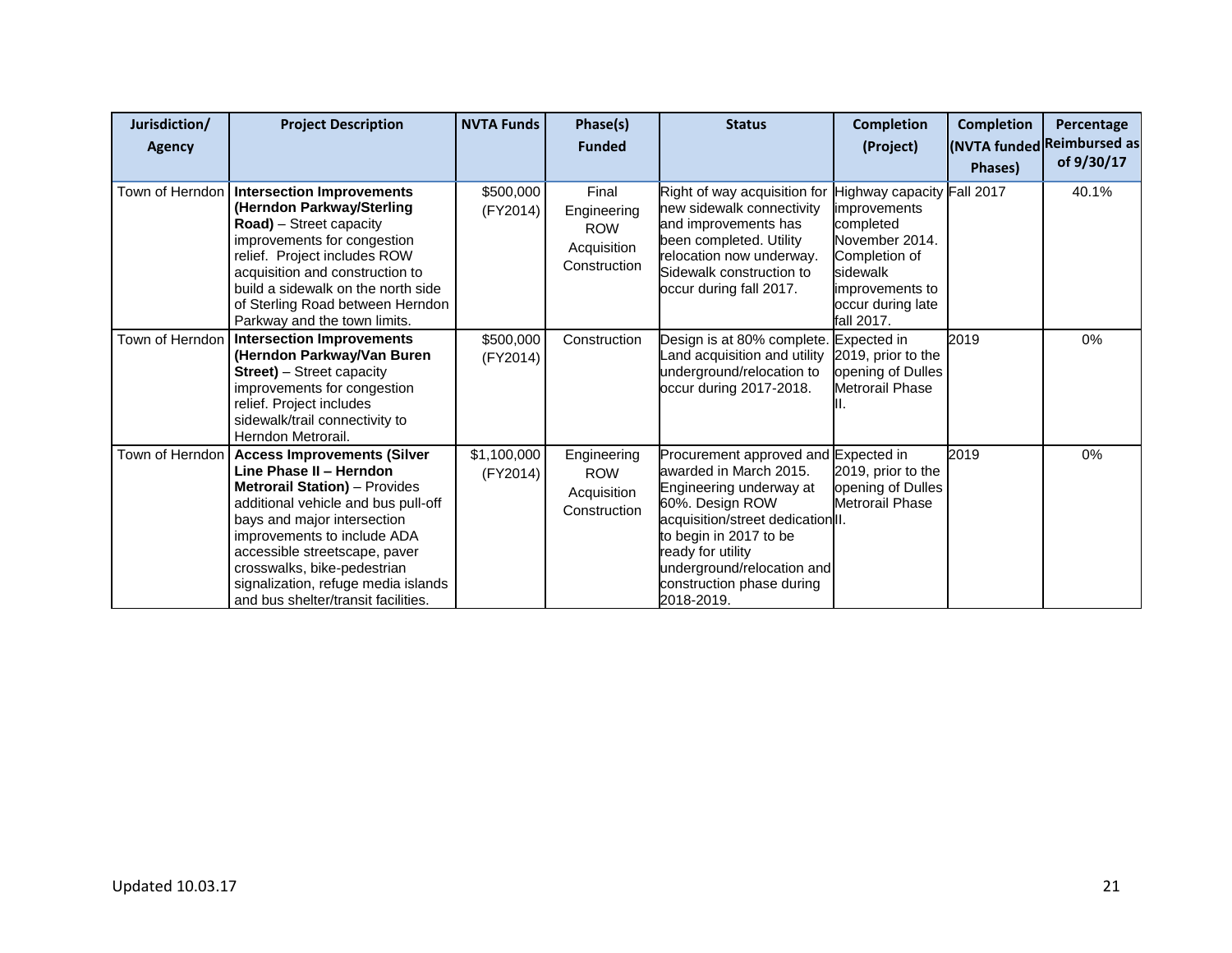| Jurisdiction/ Agency | Project Description | NVTA Funds | Phase(s) Funded | Status | Completion (Project) | Completion (NVTA funded Phases) | Percentage Reimbursed as of 9/30/17 |
|---|---|---|---|---|---|---|---|
| Town of Herndon | **Intersection Improvements (Herndon Parkway/Sterling Road)** – Street capacity improvements for congestion relief. Project includes ROW acquisition and construction to build a sidewalk on the north side of Sterling Road between Herndon Parkway and the town limits. | $500,000 (FY2014) | Final Engineering ROW Acquisition Construction | Right of way acquisition for new sidewalk connectivity and improvements has been completed. Utility relocation now underway. Sidewalk construction to occur during fall 2017. | Highway capacity improvements completed November 2014. Completion of sidewalk improvements to occur during late fall 2017. | Fall 2017 | 40.1% |
| Town of Herndon | **Intersection Improvements (Herndon Parkway/Van Buren Street)** – Street capacity improvements for congestion relief. Project includes sidewalk/trail connectivity to Herndon Metrorail. | $500,000 (FY2014) | Construction | Design is at 80% complete. Land acquisition and utility underground/relocation to occur during 2017-2018. | Expected in 2019, prior to the opening of Dulles Metrorail Phase II. | 2019 | 0% |
| Town of Herndon | **Access Improvements (Silver Line Phase II – Herndon Metrorail Station)** – Provides additional vehicle and bus pull-off bays and major intersection improvements to include ADA accessible streetscape, paver crosswalks, bike-pedestrian signalization, refuge media islands and bus shelter/transit facilities. | $1,100,000 (FY2014) | Engineering ROW Acquisition Construction | Procurement approved and awarded in March 2015. Engineering underway at 60%. Design ROW acquisition/street dedication to begin in 2017 to be ready for utility underground/relocation and construction phase during 2018-2019. | Expected in 2019, prior to the opening of Dulles Metrorail Phase II. | 2019 | 0% |

Updated 10.03.17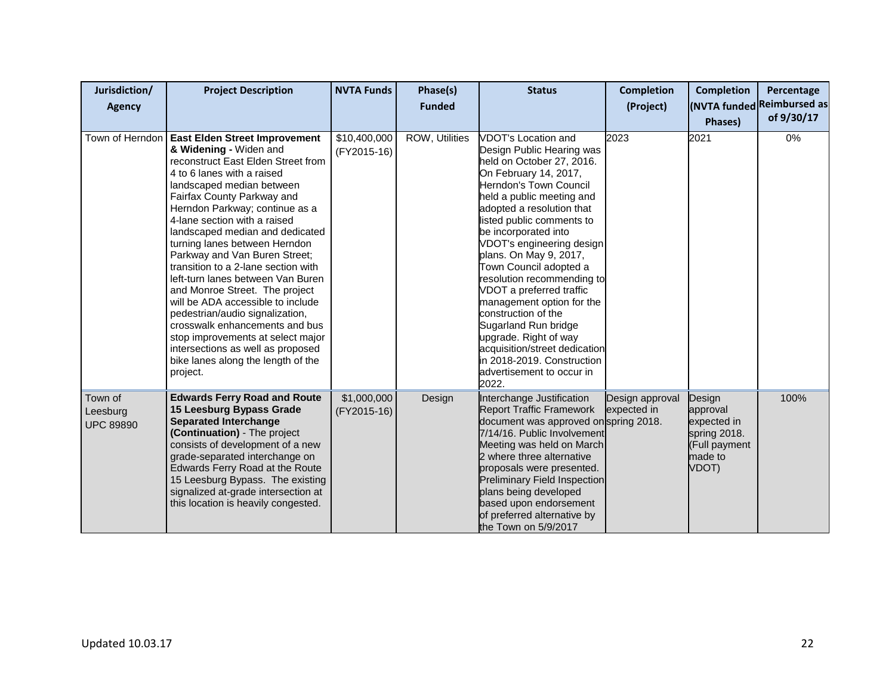| Jurisdiction/ Agency | Project Description | NVTA Funds | Phase(s) Funded | Status | Completion (Project) | Completion (NVTA funded Phases) | Percentage Reimbursed as of 9/30/17 |
|---|---|---|---|---|---|---|---|
| Town of Herndon | **East Elden Street Improvement & Widening -** Widen and reconstruct East Elden Street from 4 to 6 lanes with a raised landscaped median between Fairfax County Parkway and Herndon Parkway; continue as a 4-lane section with a raised landscaped median and dedicated turning lanes between Herndon Parkway and Van Buren Street; transition to a 2-lane section with left-turn lanes between Van Buren and Monroe Street. The project will be ADA accessible to include pedestrian/audio signalization, crosswalk enhancements and bus stop improvements at select major intersections as well as proposed bike lanes along the length of the project. | $10,400,000 (FY2015-16) | ROW, Utilities | VDOT's Location and Design Public Hearing was held on October 27, 2016. On February 14, 2017, Herndon's Town Council held a public meeting and adopted a resolution that listed public comments to be incorporated into VDOT's engineering design plans. On May 9, 2017, Town Council adopted a resolution recommending to VDOT a preferred traffic management option for the construction of the Sugarland Run bridge upgrade. Right of way acquisition/street dedication in 2018-2019. Construction advertisement to occur in 2022. | 2023 | 2021 | 0% |
| Town of Leesburg UPC 89890 | **Edwards Ferry Road and Route 15 Leesburg Bypass Grade Separated Interchange (Continuation)** - The project consists of development of a new grade-separated interchange on Edwards Ferry Road at the Route 15 Leesburg Bypass. The existing signalized at-grade intersection at this location is heavily congested. | $1,000,000 (FY2015-16) | Design | Interchange Justification Report Traffic Framework document was approved on 7/14/16. Public Involvement Meeting was held on March 2 where three alternative proposals were presented. Preliminary Field Inspection plans being developed based upon endorsement of preferred alternative by the Town on 5/9/2017 | Design approval expected in spring 2018. | Design approval expected in spring 2018. (Full payment made to VDOT) | 100% |

Updated 10.03.17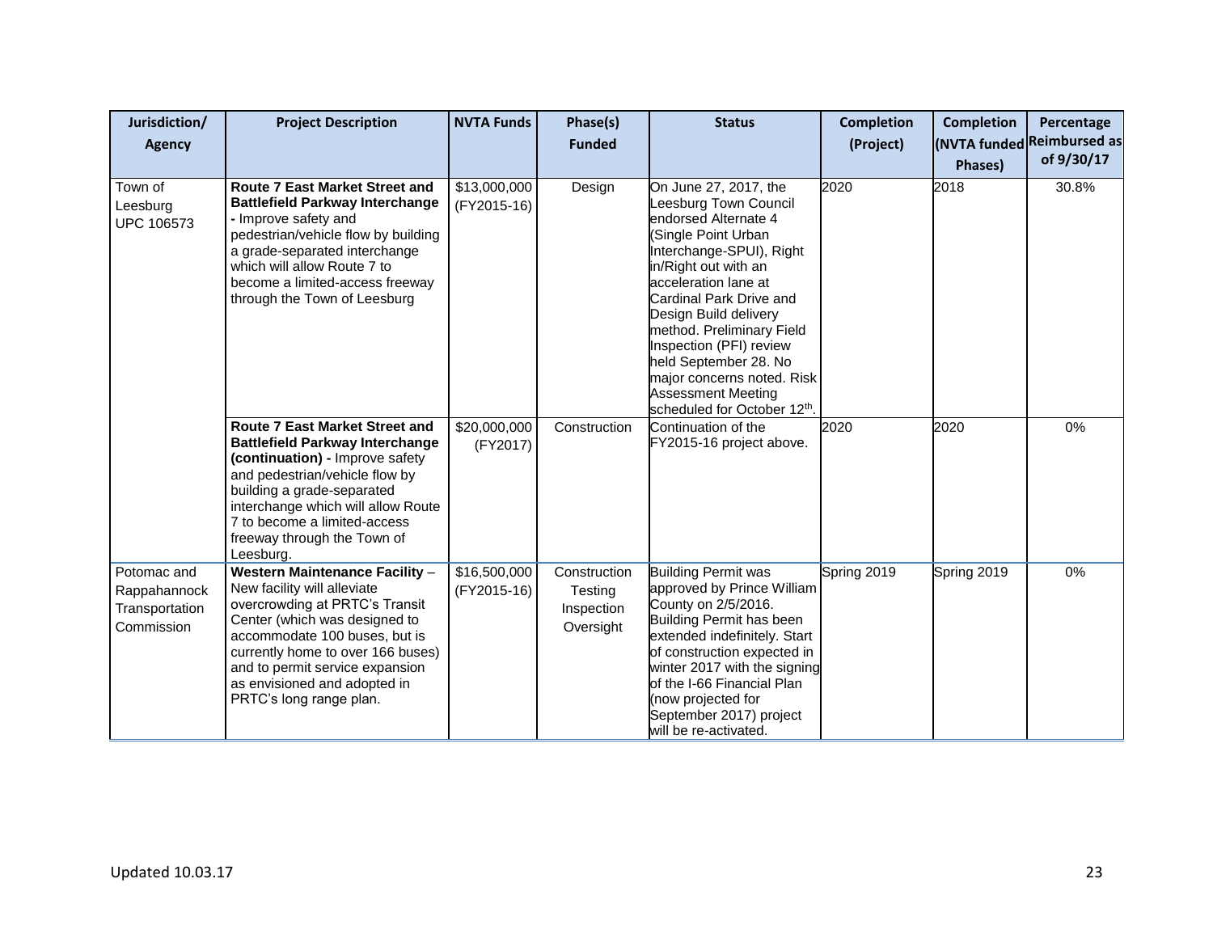| Jurisdiction/ Agency | Project Description | NVTA Funds | Phase(s) Funded | Status | Completion (Project) | Completion (NVTA funded Phases) | Percentage Reimbursed as of 9/30/17 |
|---|---|---|---|---|---|---|---|
| Town of Leesburg UPC 106573 | **Route 7 East Market Street and Battlefield Parkway Interchange -** Improve safety and pedestrian/vehicle flow by building a grade-separated interchange which will allow Route 7 to become a limited-access freeway through the Town of Leesburg | $13,000,000 (FY2015-16) | Design | On June 27, 2017, the Leesburg Town Council endorsed Alternate 4 (Single Point Urban Interchange-SPUI), Right in/Right out with an acceleration lane at Cardinal Park Drive and Design Build delivery method. Preliminary Field Inspection (PFI) review held September 28. No major concerns noted. Risk Assessment Meeting scheduled for October 12th. | 2020 | 2018 | 30.8% |
| | **Route 7 East Market Street and Battlefield Parkway Interchange (continuation) -** Improve safety and pedestrian/vehicle flow by building a grade-separated interchange which will allow Route 7 to become a limited-access freeway through the Town of Leesburg. | $20,000,000 (FY2017) | Construction | Continuation of the FY2015-16 project above. | 2020 | 2020 | 0% |
| Potomac and Rappahannock Transportation Commission | **Western Maintenance Facility** – New facility will alleviate overcrowding at PRTC's Transit Center (which was designed to accommodate 100 buses, but is currently home to over 166 buses) and to permit service expansion as envisioned and adopted in PRTC's long range plan. | $16,500,000 (FY2015-16) | Construction Testing Inspection Oversight | Building Permit was approved by Prince William County on 2/5/2016. Building Permit has been extended indefinitely. Start of construction expected in winter 2017 with the signing of the I-66 Financial Plan (now projected for September 2017) project will be re-activated. | Spring 2019 | Spring 2019 | 0% |

Updated 10.03.17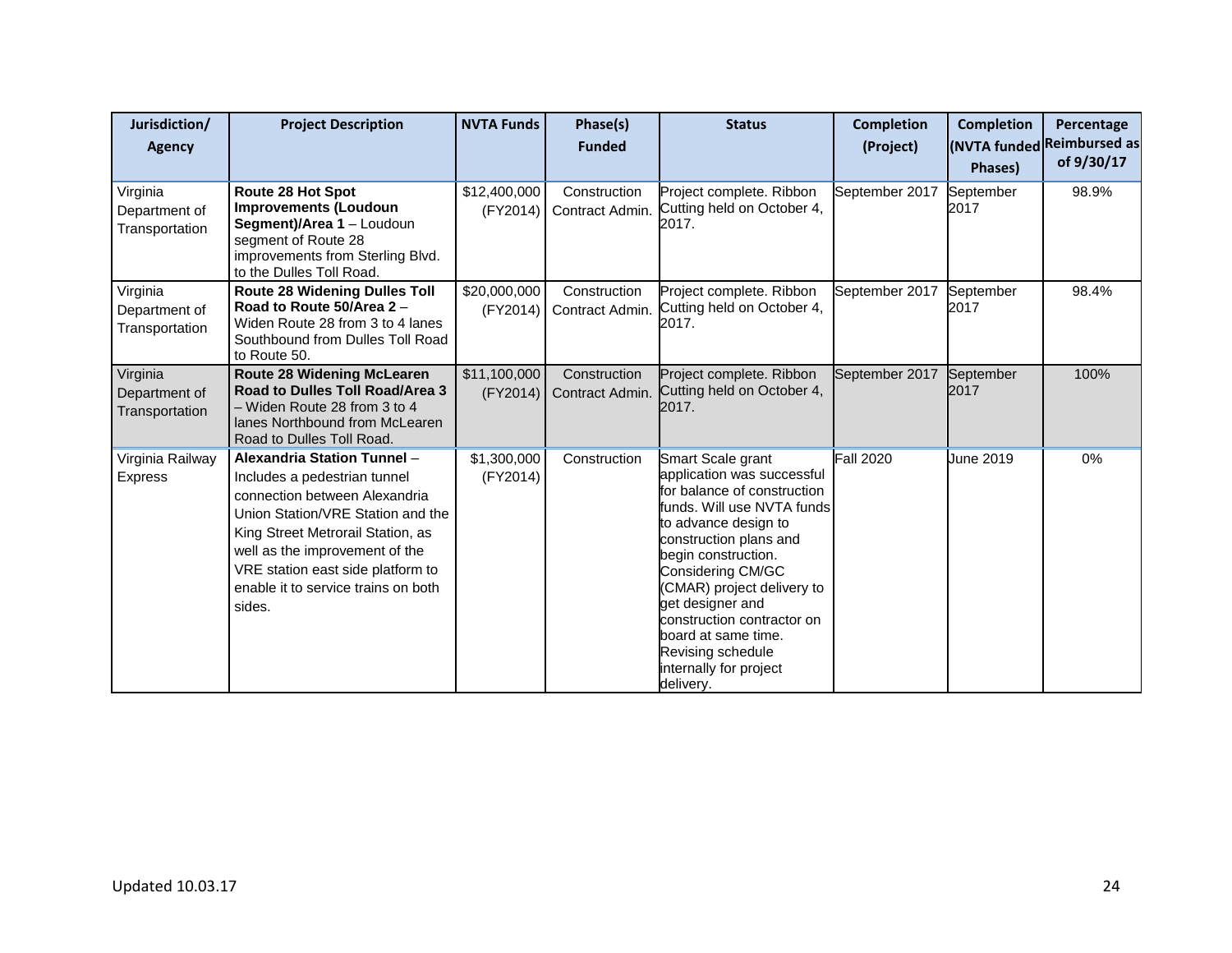| Jurisdiction/ Agency | Project Description | NVTA Funds | Phase(s) Funded | Status | Completion (Project) | Completion (NVTA funded Phases) | Percentage Reimbursed as of 9/30/17 |
|---|---|---|---|---|---|---|---|
| Virginia Department of Transportation | **Route 28 Hot Spot Improvements (Loudoun Segment)/Area 1** – Loudoun segment of Route 28 improvements from Sterling Blvd. to the Dulles Toll Road. | $12,400,000 (FY2014) | Construction Contract Admin. | Project complete. Ribbon Cutting held on October 4, 2017. | September 2017 | September 2017 | 98.9% |
| Virginia Department of Transportation | **Route 28 Widening Dulles Toll Road to Route 50/Area 2** – Widen Route 28 from 3 to 4 lanes Southbound from Dulles Toll Road to Route 50. | $20,000,000 (FY2014) | Construction Contract Admin. | Project complete. Ribbon Cutting held on October 4, 2017. | September 2017 | September 2017 | 98.4% |
| Virginia Department of Transportation | **Route 28 Widening McLearen Road to Dulles Toll Road/Area 3** – Widen Route 28 from 3 to 4 lanes Northbound from McLearen Road to Dulles Toll Road. | $11,100,000 (FY2014) | Construction Contract Admin. | Project complete. Ribbon Cutting held on October 4, 2017. | September 2017 | September 2017 | 100% |
| Virginia Railway Express | **Alexandria Station Tunnel** – Includes a pedestrian tunnel connection between Alexandria Union Station/VRE Station and the King Street Metrorail Station, as well as the improvement of the VRE station east side platform to enable it to service trains on both sides. | $1,300,000 (FY2014) | Construction | Smart Scale grant application was successful for balance of construction funds. Will use NVTA funds to advance design to construction plans and begin construction. Considering CM/GC (CMAR) project delivery to get designer and construction contractor on board at same time. Revising schedule internally for project delivery. | Fall 2020 | June 2019 | 0% |

Updated 10.03.17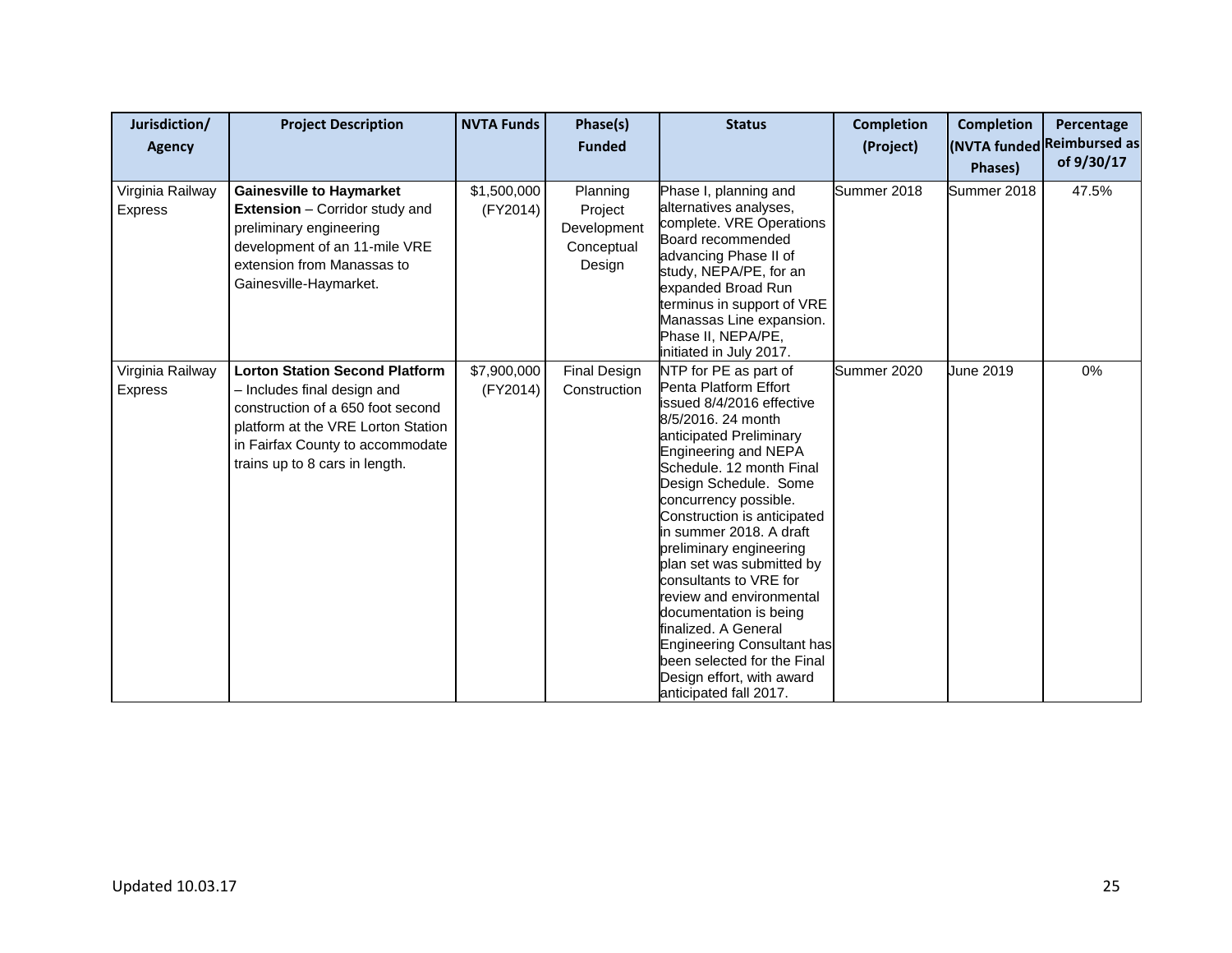| Jurisdiction/ Agency | Project Description | NVTA Funds | Phase(s) Funded | Status | Completion (Project) | Completion (NVTA funded Phases) | Percentage Reimbursed as of 9/30/17 |
|---|---|---|---|---|---|---|---|
| Virginia Railway Express | **Gainesville to Haymarket Extension** – Corridor study and preliminary engineering development of an 11-mile VRE extension from Manassas to Gainesville-Haymarket. | $1,500,000 (FY2014) | Planning Project Development Conceptual Design | Phase I, planning and alternatives analyses, complete. VRE Operations Board recommended advancing Phase II of study, NEPA/PE, for an expanded Broad Run terminus in support of VRE Manassas Line expansion. Phase II, NEPA/PE, initiated in July 2017. | Summer 2018 | Summer 2018 | 47.5% |
| Virginia Railway Express | **Lorton Station Second Platform** – Includes final design and construction of a 650 foot second platform at the VRE Lorton Station in Fairfax County to accommodate trains up to 8 cars in length. | $7,900,000 (FY2014) | Final Design Construction | NTP for PE as part of Penta Platform Effort issued 8/4/2016 effective 8/5/2016. 24 month anticipated Preliminary Engineering and NEPA Schedule. 12 month Final Design Schedule. Some concurrency possible. Construction is anticipated in summer 2018. A draft preliminary engineering plan set was submitted by consultants to VRE for review and environmental documentation is being finalized. A General Engineering Consultant has been selected for the Final Design effort, with award anticipated fall 2017. | Summer 2020 | June 2019 | 0% |

Updated 10.03.17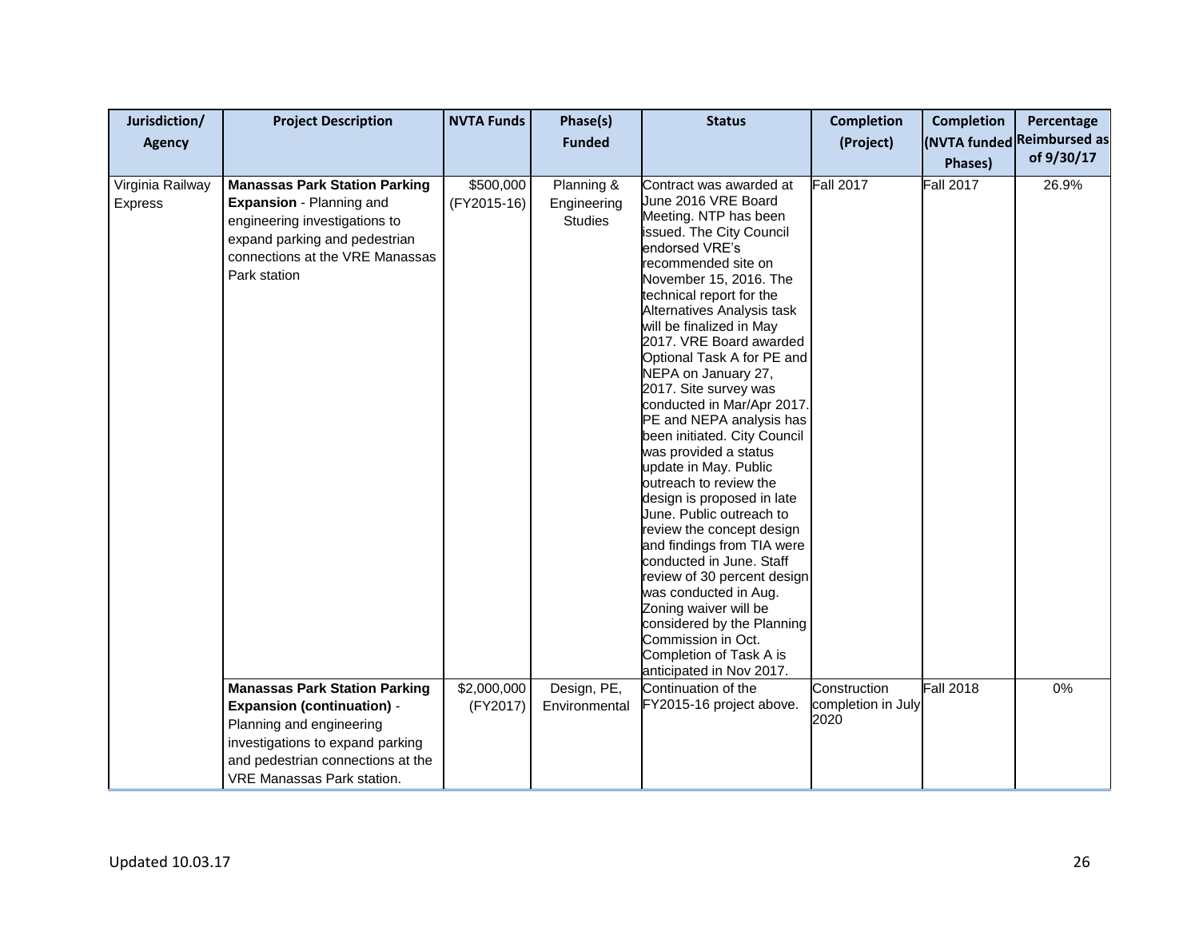| Jurisdiction/ Agency | Project Description | NVTA Funds | Phase(s) Funded | Status | Completion (Project) | Completion (NVTA funded Phases) | Percentage Reimbursed as of 9/30/17 |
|---|---|---|---|---|---|---|---|
| Virginia Railway Express | **Manassas Park Station Parking Expansion** - Planning and engineering investigations to expand parking and pedestrian connections at the VRE Manassas Park station | $500,000 (FY2015-16) | Planning & Engineering Studies | Contract was awarded at June 2016 VRE Board Meeting. NTP has been issued. The City Council endorsed VRE's recommended site on November 15, 2016. The technical report for the Alternatives Analysis task will be finalized in May 2017. VRE Board awarded Optional Task A for PE and NEPA on January 27, 2017. Site survey was conducted in Mar/Apr 2017. PE and NEPA analysis has been initiated. City Council was provided a status update in May. Public outreach to review the design is proposed in late June. Public outreach to review the concept design and findings from TIA were conducted in June. Staff review of 30 percent design was conducted in Aug. Zoning waiver will be considered by the Planning Commission in Oct. Completion of Task A is anticipated in Nov 2017. | Fall 2017 | Fall 2017 | 26.9% |
| | **Manassas Park Station Parking Expansion (continuation)** - Planning and engineering investigations to expand parking and pedestrian connections at the VRE Manassas Park station. | $2,000,000 (FY2017) | Design, PE, Environmental | Continuation of the FY2015-16 project above. | Construction completion in July 2020 | Fall 2018 | 0% |

Updated 10.03.17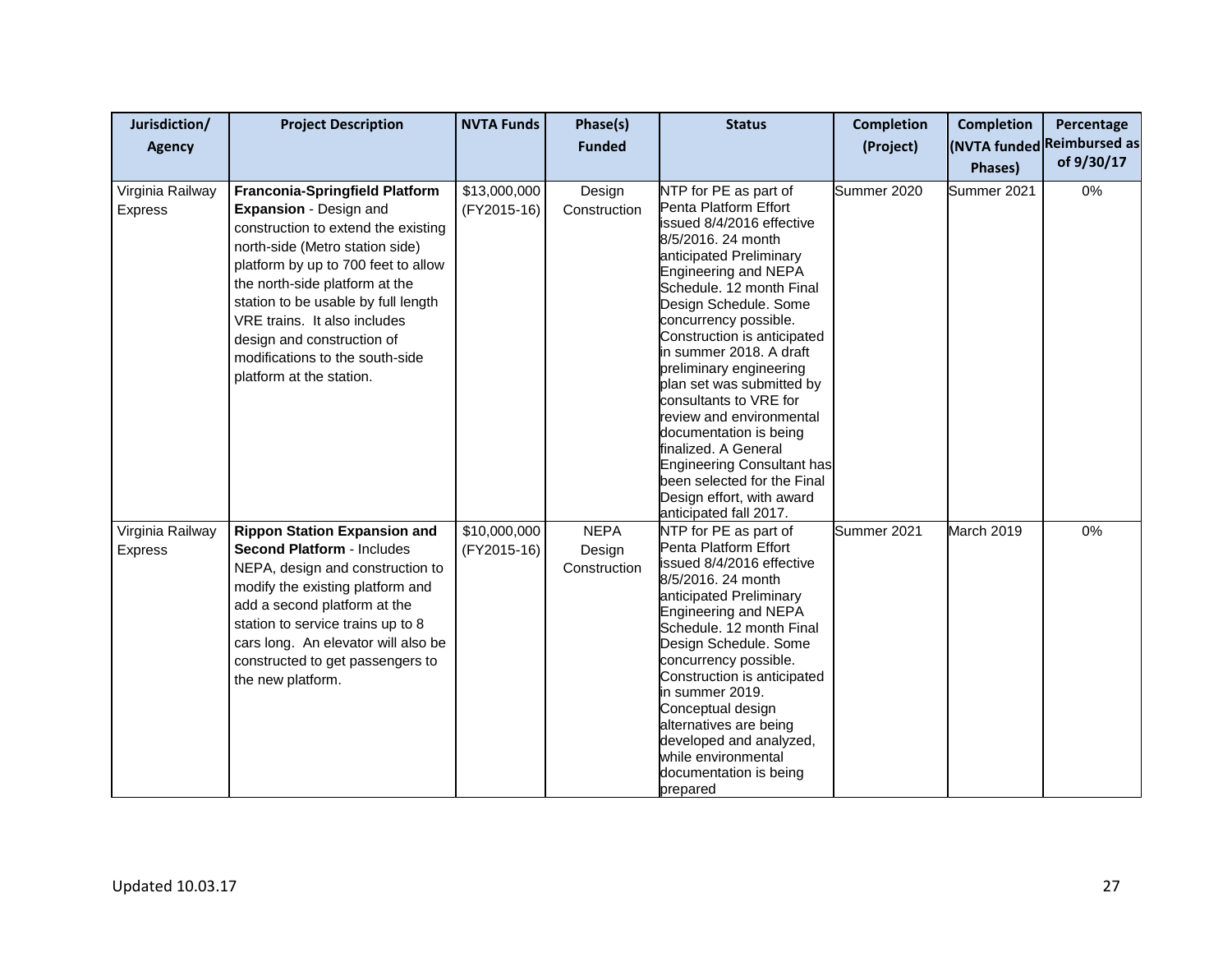| Jurisdiction/ Agency | Project Description | NVTA Funds | Phase(s) Funded | Status | Completion (Project) | Completion (NVTA funded Phases) | Percentage Reimbursed as of 9/30/17 |
|---|---|---|---|---|---|---|---|
| Virginia Railway Express | **Franconia-Springfield Platform Expansion** - Design and construction to extend the existing north-side (Metro station side) platform by up to 700 feet to allow the north-side platform at the station to be usable by full length VRE trains. It also includes design and construction of modifications to the south-side platform at the station. | $13,000,000 (FY2015-16) | Design Construction | NTP for PE as part of Penta Platform Effort issued 8/4/2016 effective 8/5/2016. 24 month anticipated Preliminary Engineering and NEPA Schedule. 12 month Final Design Schedule. Some concurrency possible. Construction is anticipated in summer 2018. A draft preliminary engineering plan set was submitted by consultants to VRE for review and environmental documentation is being finalized. A General Engineering Consultant has been selected for the Final Design effort, with award anticipated fall 2017. | Summer 2020 | Summer 2021 | 0% |
| Virginia Railway Express | **Rippon Station Expansion and Second Platform** - Includes NEPA, design and construction to modify the existing platform and add a second platform at the station to service trains up to 8 cars long. An elevator will also be constructed to get passengers to the new platform. | $10,000,000 (FY2015-16) | NEPA Design Construction | NTP for PE as part of Penta Platform Effort issued 8/4/2016 effective 8/5/2016. 24 month anticipated Preliminary Engineering and NEPA Schedule. 12 month Final Design Schedule. Some concurrency possible. Construction is anticipated in summer 2019. Conceptual design alternatives are being developed and analyzed, while environmental documentation is being prepared | Summer 2021 | March 2019 | 0% |

Updated 10.03.17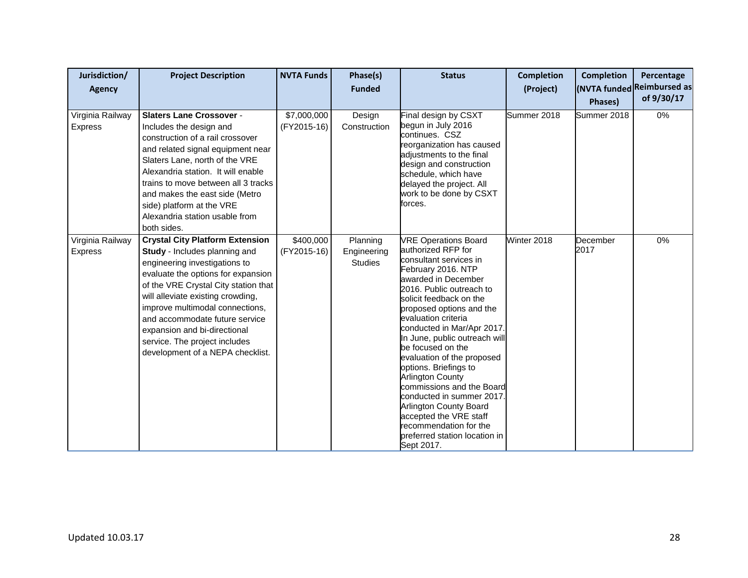| Jurisdiction/ Agency | Project Description | NVTA Funds | Phase(s) Funded | Status | Completion (Project) | Completion (NVTA funded Phases) | Percentage Reimbursed as of 9/30/17 |
|---|---|---|---|---|---|---|---|
| Virginia Railway Express | **Slaters Lane Crossover** - Includes the design and construction of a rail crossover and related signal equipment near Slaters Lane, north of the VRE Alexandria station. It will enable trains to move between all 3 tracks and makes the east side (Metro side) platform at the VRE Alexandria station usable from both sides. | $7,000,000 (FY2015-16) | Design Construction | Final design by CSXT begun in July 2016 continues. CSZ reorganization has caused adjustments to the final design and construction schedule, which have delayed the project. All work to be done by CSXT forces. | Summer 2018 | Summer 2018 | 0% |
| Virginia Railway Express | **Crystal City Platform Extension Study** - Includes planning and engineering investigations to evaluate the options for expansion of the VRE Crystal City station that will alleviate existing crowding, improve multimodal connections, and accommodate future service expansion and bi-directional service. The project includes development of a NEPA checklist. | $400,000 (FY2015-16) | Planning Engineering Studies | VRE Operations Board authorized RFP for consultant services in February 2016. NTP awarded in December 2016. Public outreach to solicit feedback on the proposed options and the evaluation criteria conducted in Mar/Apr 2017. In June, public outreach will be focused on the evaluation of the proposed options. Briefings to Arlington County commissions and the Board conducted in summer 2017. Arlington County Board accepted the VRE staff recommendation for the preferred station location in Sept 2017. | Winter 2018 | December 2017 | 0% |

Updated 10.03.17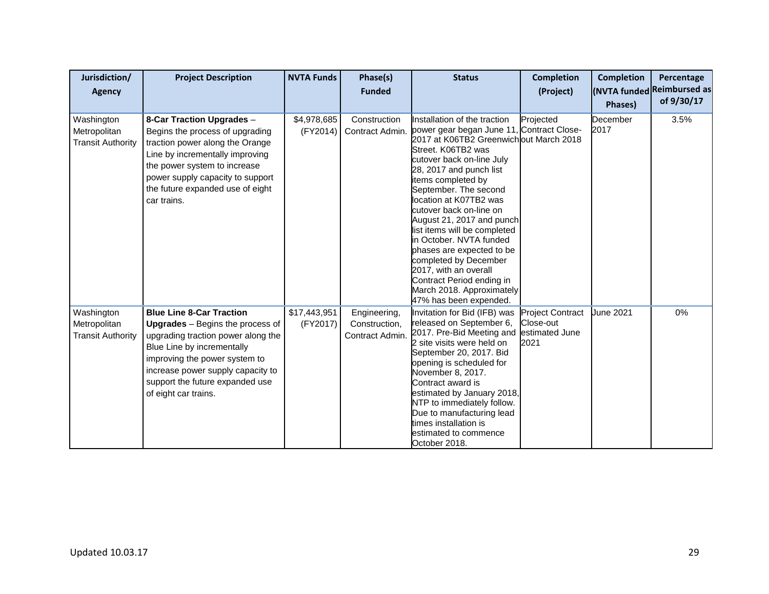| Jurisdiction/ Agency | Project Description | NVTA Funds | Phase(s) Funded | Status | Completion (Project) | Completion (NVTA funded Phases) | Percentage Reimbursed as of 9/30/17 |
|---|---|---|---|---|---|---|---|
| Washington Metropolitan Transit Authority | **8-Car Traction Upgrades** – Begins the process of upgrading traction power along the Orange Line by incrementally improving the power system to increase power supply capacity to support the future expanded use of eight car trains. | $4,978,685 (FY2014) | Construction Contract Admin. | Installation of the traction power gear began June 11, 2017 at K06TB2 Greenwich Street. K06TB2 was cutover back on-line July 28, 2017 and punch list items completed by September. The second location at K07TB2 was cutover back on-line on August 21, 2017 and punch list items will be completed in October. NVTA funded phases are expected to be completed by December 2017, with an overall Contract Period ending in March 2018. Approximately 47% has been expended. | Projected Contract Close-out March 2018 | December 2017 | 3.5% |
| Washington Metropolitan Transit Authority | **Blue Line 8-Car Traction Upgrades** – Begins the process of upgrading traction power along the Blue Line by incrementally improving the power system to increase power supply capacity to support the future expanded use of eight car trains. | $17,443,951 (FY2017) | Engineering, Construction, Contract Admin. | Invitation for Bid (IFB) was released on September 6, 2017. Pre-Bid Meeting and 2 site visits were held on September 20, 2017. Bid opening is scheduled for November 8, 2017. Contract award is estimated by January 2018, NTP to immediately follow. Due to manufacturing lead times installation is estimated to commence October 2018. | Project Contract Close-out estimated June 2021 | June 2021 | 0% |

Updated 10.03.17